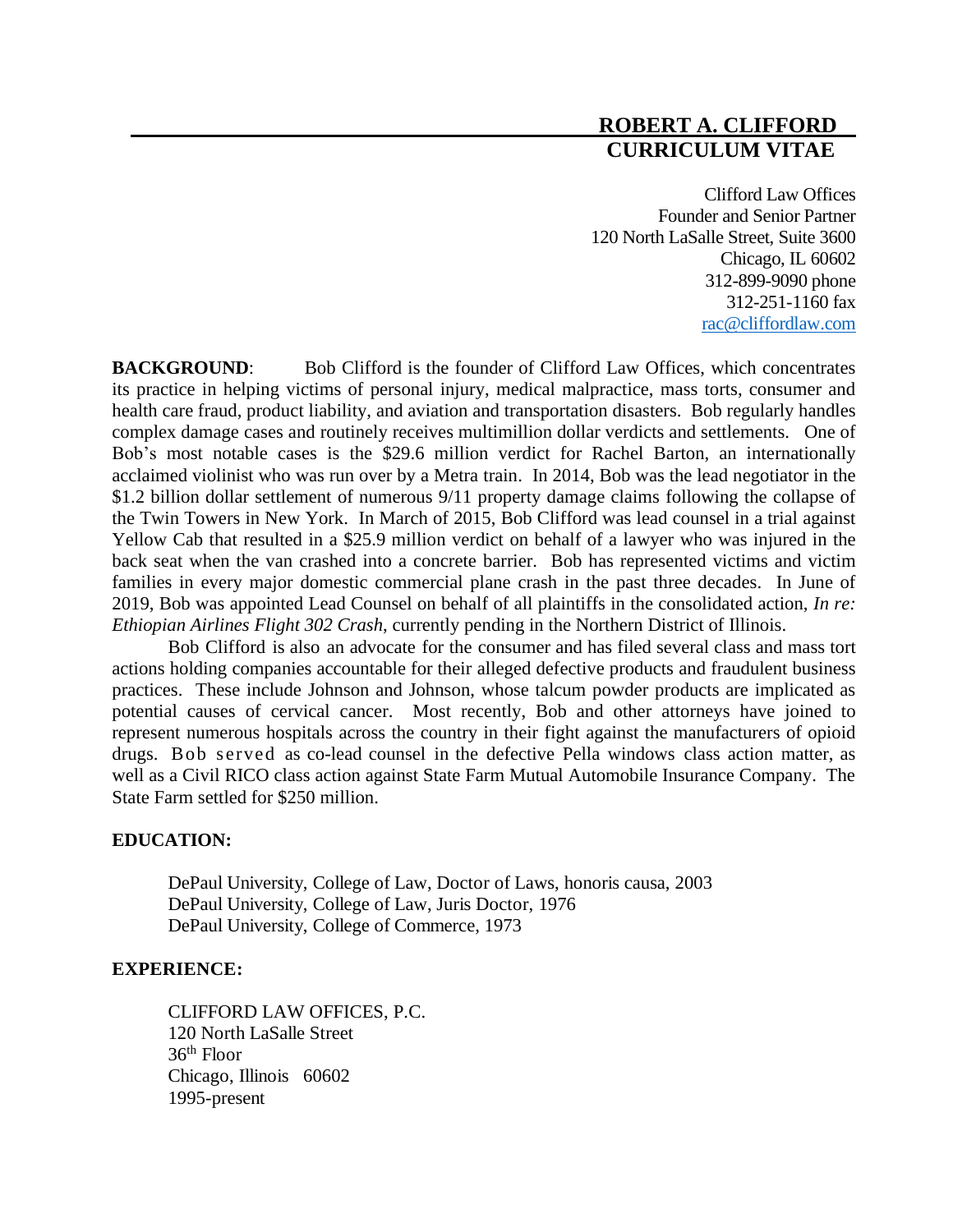# ROBERT A. CLIFFORD
# CURRICULUM VITAE

Clifford Law Offices
Founder and Senior Partner
120 North LaSalle Street, Suite 3600
Chicago, IL 60602
312-899-9090 phone
312-251-1160 fax
rac@cliffordlaw.com

**BACKGROUND**: Bob Clifford is the founder of Clifford Law Offices, which concentrates its practice in helping victims of personal injury, medical malpractice, mass torts, consumer and health care fraud, product liability, and aviation and transportation disasters. Bob regularly handles complex damage cases and routinely receives multimillion dollar verdicts and settlements. One of Bob's most notable cases is the $29.6 million verdict for Rachel Barton, an internationally acclaimed violinist who was run over by a Metra train. In 2014, Bob was the lead negotiator in the $1.2 billion dollar settlement of numerous 9/11 property damage claims following the collapse of the Twin Towers in New York. In March of 2015, Bob Clifford was lead counsel in a trial against Yellow Cab that resulted in a $25.9 million verdict on behalf of a lawyer who was injured in the back seat when the van crashed into a concrete barrier. Bob has represented victims and victim families in every major domestic commercial plane crash in the past three decades. In June of 2019, Bob was appointed Lead Counsel on behalf of all plaintiffs in the consolidated action, *In re: Ethiopian Airlines Flight 302 Crash*, currently pending in the Northern District of Illinois.

Bob Clifford is also an advocate for the consumer and has filed several class and mass tort actions holding companies accountable for their alleged defective products and fraudulent business practices. These include Johnson and Johnson, whose talcum powder products are implicated as potential causes of cervical cancer. Most recently, Bob and other attorneys have joined to represent numerous hospitals across the country in their fight against the manufacturers of opioid drugs. Bob served as co-lead counsel in the defective Pella windows class action matter, as well as a Civil RICO class action against State Farm Mutual Automobile Insurance Company. The State Farm settled for $250 million.

**EDUCATION:**

DePaul University, College of Law, Doctor of Laws, honoris causa, 2003
DePaul University, College of Law, Juris Doctor, 1976
DePaul University, College of Commerce, 1973

**EXPERIENCE:**

CLIFFORD LAW OFFICES, P.C.
120 North LaSalle Street
36th Floor
Chicago, Illinois 60602
1995-present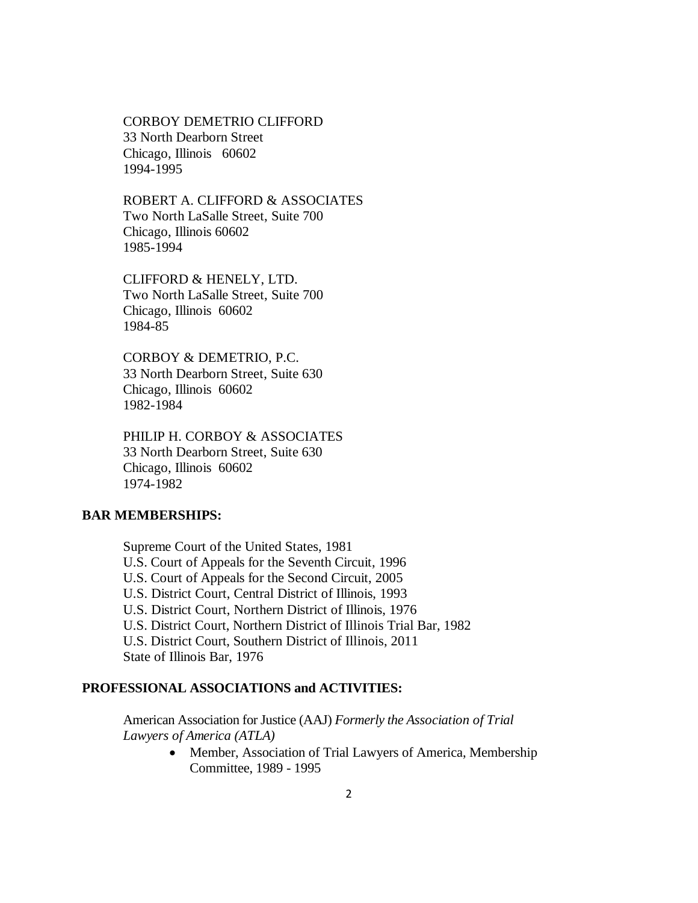CORBOY DEMETRIO CLIFFORD
33 North Dearborn Street
Chicago, Illinois 60602
1994-1995

ROBERT A. CLIFFORD & ASSOCIATES
Two North LaSalle Street, Suite 700
Chicago, Illinois 60602
1985-1994

CLIFFORD & HENELY, LTD.
Two North LaSalle Street, Suite 700
Chicago, Illinois 60602
1984-85

CORBOY & DEMETRIO, P.C.
33 North Dearborn Street, Suite 630
Chicago, Illinois 60602
1982-1984

PHILIP H. CORBOY & ASSOCIATES
33 North Dearborn Street, Suite 630
Chicago, Illinois 60602
1974-1982

**BAR MEMBERSHIPS:**

Supreme Court of the United States, 1981
U.S. Court of Appeals for the Seventh Circuit, 1996
U.S. Court of Appeals for the Second Circuit, 2005
U.S. District Court, Central District of Illinois, 1993
U.S. District Court, Northern District of Illinois, 1976
U.S. District Court, Northern District of Illinois Trial Bar, 1982
U.S. District Court, Southern District of Illinois, 2011
State of Illinois Bar, 1976

**PROFESSIONAL ASSOCIATIONS and ACTIVITIES:**

American Association for Justice (AAJ) *Formerly the Association of Trial Lawyers of America (ATLA)*

- Member, Association of Trial Lawyers of America, Membership Committee, 1989 - 1995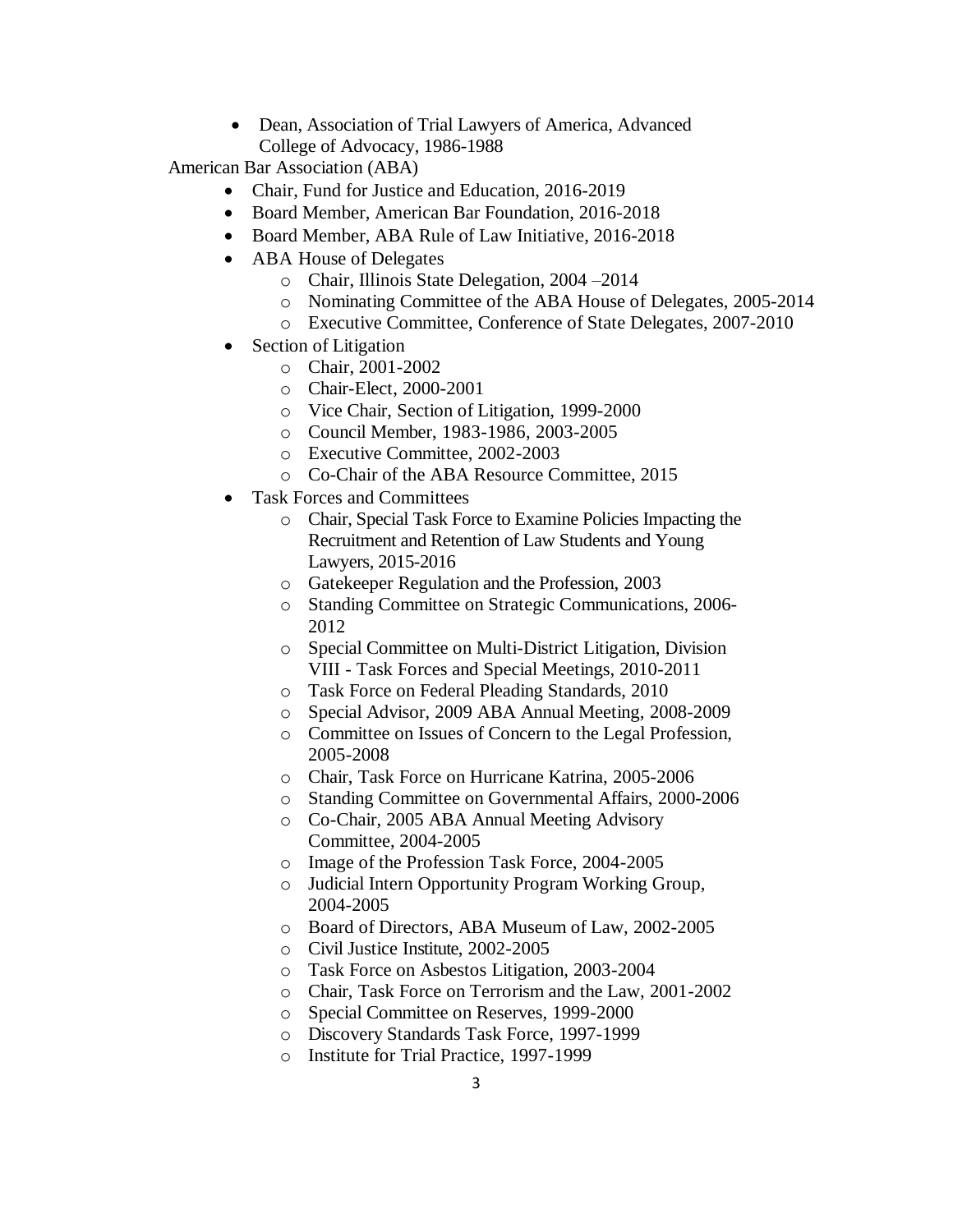- Dean, Association of Trial Lawyers of America, Advanced College of Advocacy, 1986-1988

American Bar Association (ABA)

- Chair, Fund for Justice and Education, 2016-2019
- Board Member, American Bar Foundation, 2016-2018
- Board Member, ABA Rule of Law Initiative, 2016-2018
- ABA House of Delegates
    - Chair, Illinois State Delegation, 2004 –2014
    - Nominating Committee of the ABA House of Delegates, 2005-2014
    - Executive Committee, Conference of State Delegates, 2007-2010
- Section of Litigation
    - Chair, 2001-2002
    - Chair-Elect, 2000-2001
    - Vice Chair, Section of Litigation, 1999-2000
    - Council Member, 1983-1986, 2003-2005
    - Executive Committee, 2002-2003
    - Co-Chair of the ABA Resource Committee, 2015
- Task Forces and Committees
    - Chair, Special Task Force to Examine Policies Impacting the Recruitment and Retention of Law Students and Young Lawyers, 2015-2016
    - Gatekeeper Regulation and the Profession, 2003
    - Standing Committee on Strategic Communications, 2006-2012
    - Special Committee on Multi-District Litigation, Division VIII - Task Forces and Special Meetings, 2010-2011
    - Task Force on Federal Pleading Standards, 2010
    - Special Advisor, 2009 ABA Annual Meeting, 2008-2009
    - Committee on Issues of Concern to the Legal Profession, 2005-2008
    - Chair, Task Force on Hurricane Katrina, 2005-2006
    - Standing Committee on Governmental Affairs, 2000-2006
    - Co-Chair, 2005 ABA Annual Meeting Advisory Committee, 2004-2005
    - Image of the Profession Task Force, 2004-2005
    - Judicial Intern Opportunity Program Working Group, 2004-2005
    - Board of Directors, ABA Museum of Law, 2002-2005
    - Civil Justice Institute, 2002-2005
    - Task Force on Asbestos Litigation, 2003-2004
    - Chair, Task Force on Terrorism and the Law, 2001-2002
    - Special Committee on Reserves, 1999-2000
    - Discovery Standards Task Force, 1997-1999
    - Institute for Trial Practice, 1997-1999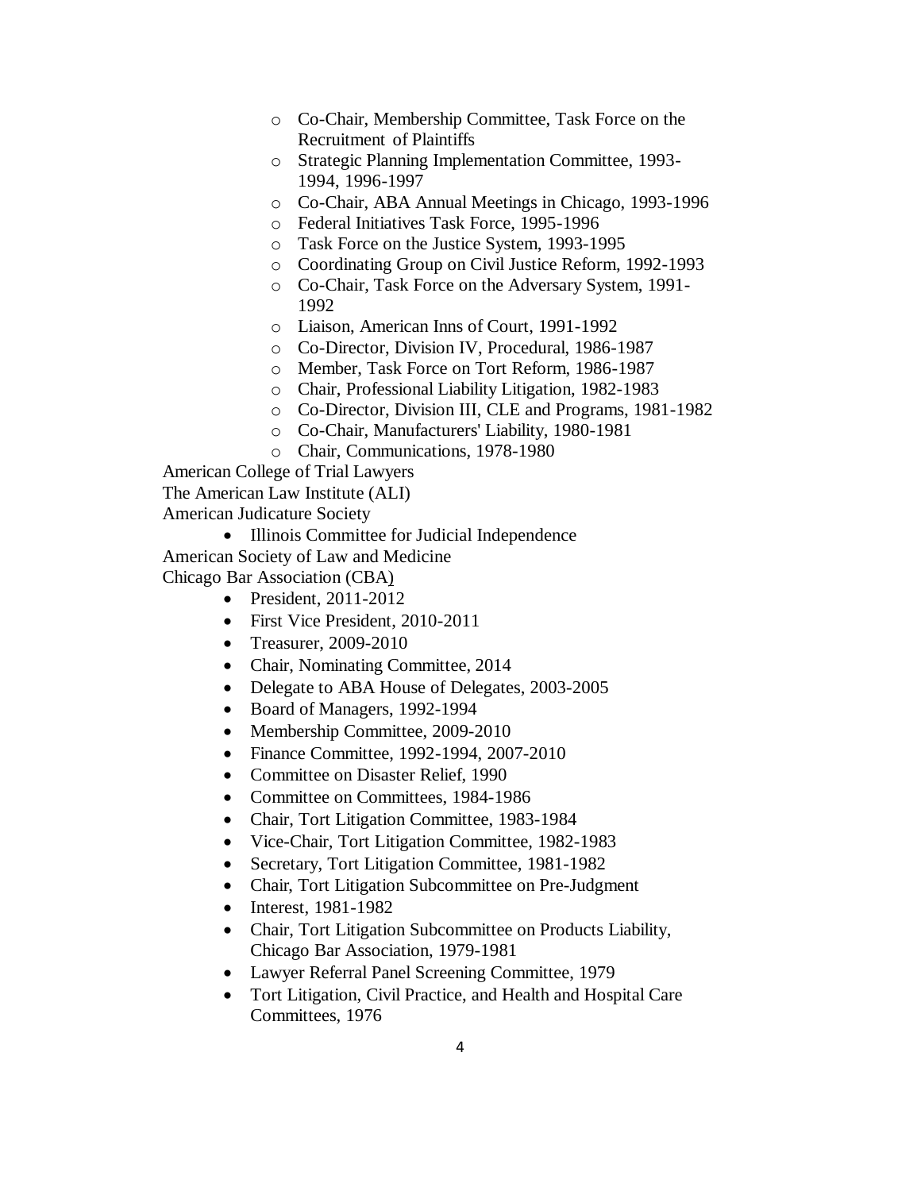- Co-Chair, Membership Committee, Task Force on the Recruitment of Plaintiffs
  - Strategic Planning Implementation Committee, 1993-1994, 1996-1997
  - Co-Chair, ABA Annual Meetings in Chicago, 1993-1996
  - Federal Initiatives Task Force, 1995-1996
  - Task Force on the Justice System, 1993-1995
  - Coordinating Group on Civil Justice Reform, 1992-1993
  - Co-Chair, Task Force on the Adversary System, 1991-1992
  - Liaison, American Inns of Court, 1991-1992
  - Co-Director, Division IV, Procedural, 1986-1987
  - Member, Task Force on Tort Reform, 1986-1987
  - Chair, Professional Liability Litigation, 1982-1983
  - Co-Director, Division III, CLE and Programs, 1981-1982
  - Co-Chair, Manufacturers' Liability, 1980-1981
  - Chair, Communications, 1978-1980

American College of Trial Lawyers

The American Law Institute (ALI)

American Judicature Society

- Illinois Committee for Judicial Independence

American Society of Law and Medicine

Chicago Bar Association (CBA)

- President, 2011-2012
- First Vice President, 2010-2011
- Treasurer, 2009-2010
- Chair, Nominating Committee, 2014
- Delegate to ABA House of Delegates, 2003-2005
- Board of Managers, 1992-1994
- Membership Committee, 2009-2010
- Finance Committee, 1992-1994, 2007-2010
- Committee on Disaster Relief, 1990
- Committee on Committees, 1984-1986
- Chair, Tort Litigation Committee, 1983-1984
- Vice-Chair, Tort Litigation Committee, 1982-1983
- Secretary, Tort Litigation Committee, 1981-1982
- Chair, Tort Litigation Subcommittee on Pre-Judgment
- Interest, 1981-1982
- Chair, Tort Litigation Subcommittee on Products Liability, Chicago Bar Association, 1979-1981
- Lawyer Referral Panel Screening Committee, 1979
- Tort Litigation, Civil Practice, and Health and Hospital Care Committees, 1976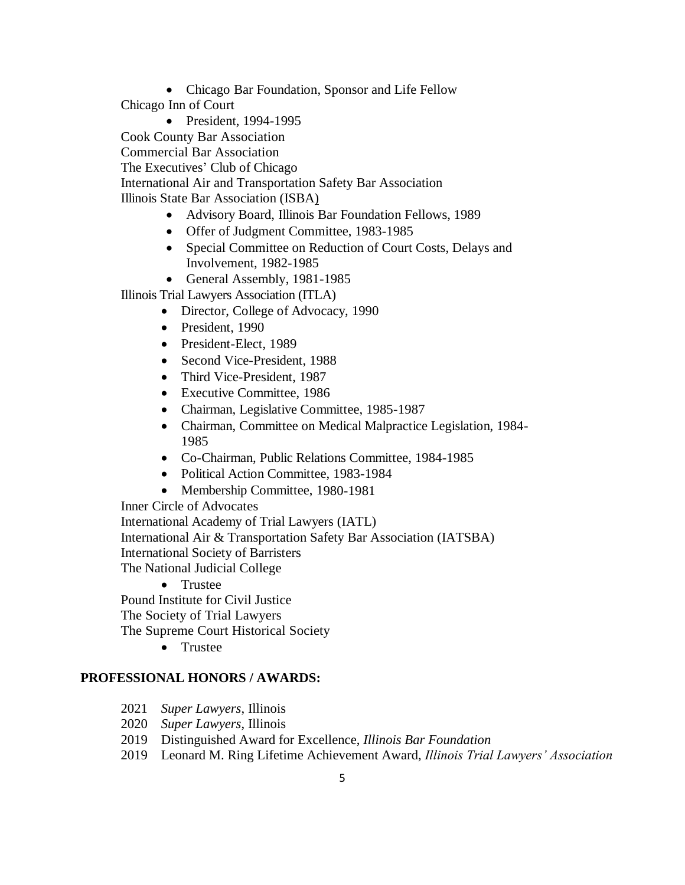- Chicago Bar Foundation, Sponsor and Life Fellow

Chicago Inn of Court

- President, 1994-1995

Cook County Bar Association

Commercial Bar Association

The Executives' Club of Chicago

International Air and Transportation Safety Bar Association

Illinois State Bar Association (ISBA)

- Advisory Board, Illinois Bar Foundation Fellows, 1989
- Offer of Judgment Committee, 1983-1985
- Special Committee on Reduction of Court Costs, Delays and Involvement, 1982-1985
- General Assembly, 1981-1985

Illinois Trial Lawyers Association (ITLA)

- Director, College of Advocacy, 1990
- President, 1990
- President-Elect, 1989
- Second Vice-President, 1988
- Third Vice-President, 1987
- Executive Committee, 1986
- Chairman, Legislative Committee, 1985-1987
- Chairman, Committee on Medical Malpractice Legislation, 1984-1985
- Co-Chairman, Public Relations Committee, 1984-1985
- Political Action Committee, 1983-1984
- Membership Committee, 1980-1981

Inner Circle of Advocates

International Academy of Trial Lawyers (IATL)

International Air & Transportation Safety Bar Association (IATSBA)

International Society of Barristers

The National Judicial College

- Trustee

Pound Institute for Civil Justice

The Society of Trial Lawyers

The Supreme Court Historical Society

- Trustee

**PROFESSIONAL HONORS / AWARDS:**

2021 *Super Lawyers*, Illinois

2020 *Super Lawyers*, Illinois

2019 Distinguished Award for Excellence, *Illinois Bar Foundation*

2019 Leonard M. Ring Lifetime Achievement Award, *Illinois Trial Lawyers' Association*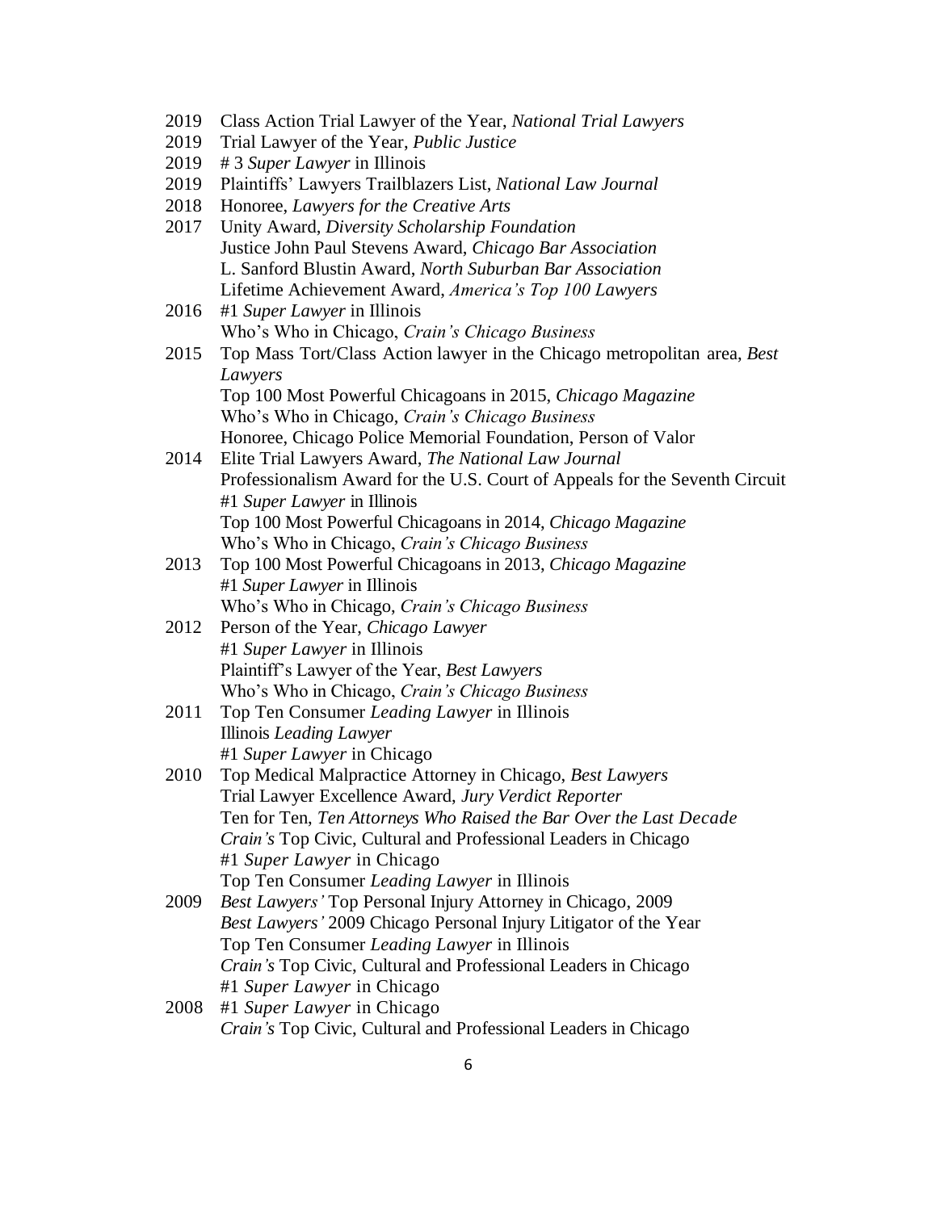2019 Class Action Trial Lawyer of the Year, *National Trial Lawyers*
2019 Trial Lawyer of the Year, *Public Justice*
2019 # 3 *Super Lawyer* in Illinois
2019 Plaintiffs' Lawyers Trailblazers List, *National Law Journal*
2018 Honoree, *Lawyers for the Creative Arts*
2017 Unity Award, *Diversity Scholarship Foundation*
Justice John Paul Stevens Award, *Chicago Bar Association*
L. Sanford Blustin Award, *North Suburban Bar Association*
Lifetime Achievement Award, *America's Top 100 Lawyers*
2016 #1 *Super Lawyer* in Illinois
Who's Who in Chicago, *Crain's Chicago Business*
2015 Top Mass Tort/Class Action lawyer in the Chicago metropolitan area, *Best Lawyers*
Top 100 Most Powerful Chicagoans in 2015, *Chicago Magazine*
Who's Who in Chicago, *Crain's Chicago Business*
Honoree, Chicago Police Memorial Foundation, Person of Valor
2014 Elite Trial Lawyers Award, *The National Law Journal*
Professionalism Award for the U.S. Court of Appeals for the Seventh Circuit
#1 *Super Lawyer* in Illinois
Top 100 Most Powerful Chicagoans in 2014, *Chicago Magazine*
Who's Who in Chicago, *Crain's Chicago Business*
2013 Top 100 Most Powerful Chicagoans in 2013, *Chicago Magazine*
#1 *Super Lawyer* in Illinois
Who's Who in Chicago, *Crain's Chicago Business*
2012 Person of the Year, *Chicago Lawyer*
#1 *Super Lawyer* in Illinois
Plaintiff's Lawyer of the Year, *Best Lawyers*
Who's Who in Chicago, *Crain's Chicago Business*
2011 Top Ten Consumer *Leading Lawyer* in Illinois
Illinois *Leading Lawyer*
#1 *Super Lawyer* in Chicago
2010 Top Medical Malpractice Attorney in Chicago, *Best Lawyers*
Trial Lawyer Excellence Award, *Jury Verdict Reporter*
Ten for Ten, *Ten Attorneys Who Raised the Bar Over the Last Decade*
*Crain's* Top Civic, Cultural and Professional Leaders in Chicago
#1 *Super Lawyer* in Chicago
Top Ten Consumer *Leading Lawyer* in Illinois
2009 *Best Lawyers'* Top Personal Injury Attorney in Chicago, 2009
*Best Lawyers'* 2009 Chicago Personal Injury Litigator of the Year
Top Ten Consumer *Leading Lawyer* in Illinois
*Crain's* Top Civic, Cultural and Professional Leaders in Chicago
#1 *Super Lawyer* in Chicago
2008 #1 *Super Lawyer* in Chicago
*Crain's* Top Civic, Cultural and Professional Leaders in Chicago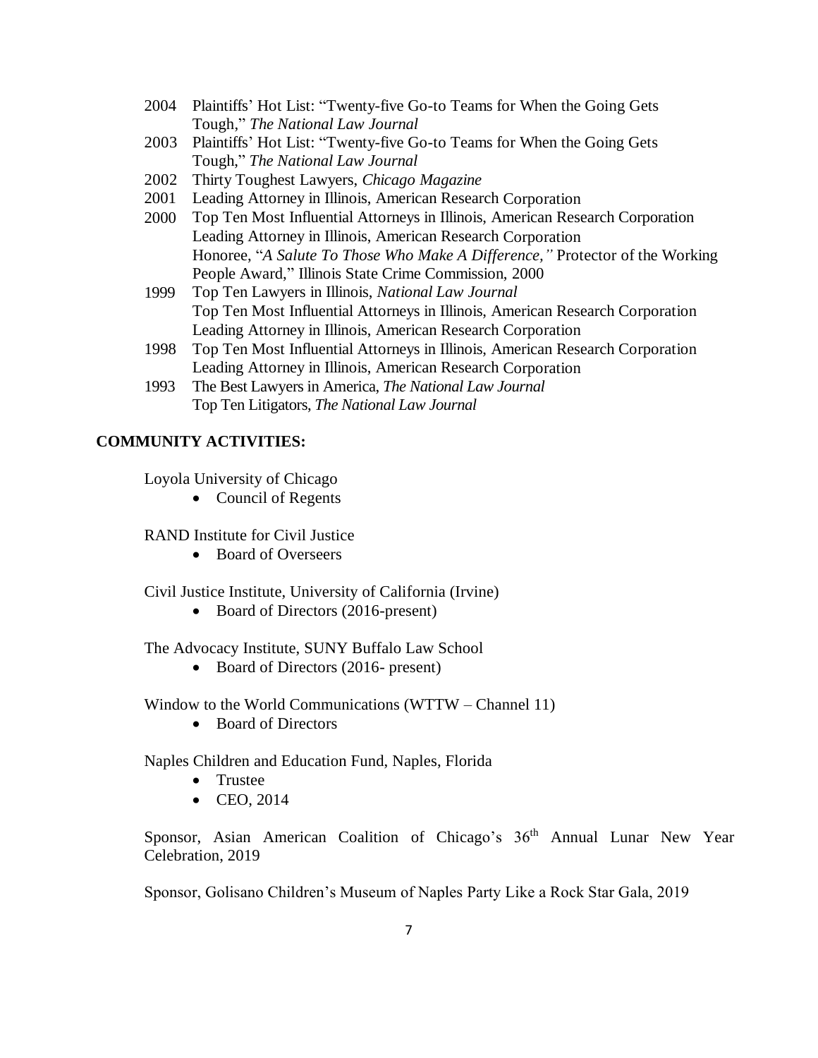- 2004 Plaintiffs' Hot List: "Twenty-five Go-to Teams for When the Going Gets Tough," *The National Law Journal*
- 2003 Plaintiffs' Hot List: "Twenty-five Go-to Teams for When the Going Gets Tough," *The National Law Journal*
- 2002 Thirty Toughest Lawyers, *Chicago Magazine*
- 2001 Leading Attorney in Illinois, American Research Corporation
- 2000 Top Ten Most Influential Attorneys in Illinois, American Research Corporation
  Leading Attorney in Illinois, American Research Corporation
  Honoree, "*A Salute To Those Who Make A Difference,"* Protector of the Working People Award," Illinois State Crime Commission, 2000
- 1999 Top Ten Lawyers in Illinois, *National Law Journal*
  Top Ten Most Influential Attorneys in Illinois, American Research Corporation
  Leading Attorney in Illinois, American Research Corporation
- 1998 Top Ten Most Influential Attorneys in Illinois, American Research Corporation
  Leading Attorney in Illinois, American Research Corporation
- 1993 The Best Lawyers in America, *The National Law Journal*
  Top Ten Litigators, *The National Law Journal*

**COMMUNITY ACTIVITIES:**

Loyola University of Chicago

- Council of Regents

RAND Institute for Civil Justice

- Board of Overseers

Civil Justice Institute, University of California (Irvine)

- Board of Directors (2016-present)

The Advocacy Institute, SUNY Buffalo Law School

- Board of Directors (2016- present)

Window to the World Communications (WTTW – Channel 11)

- Board of Directors

Naples Children and Education Fund, Naples, Florida

- Trustee
- CEO, 2014

Sponsor, Asian American Coalition of Chicago's 36th Annual Lunar New Year Celebration, 2019

Sponsor, Golisano Children's Museum of Naples Party Like a Rock Star Gala, 2019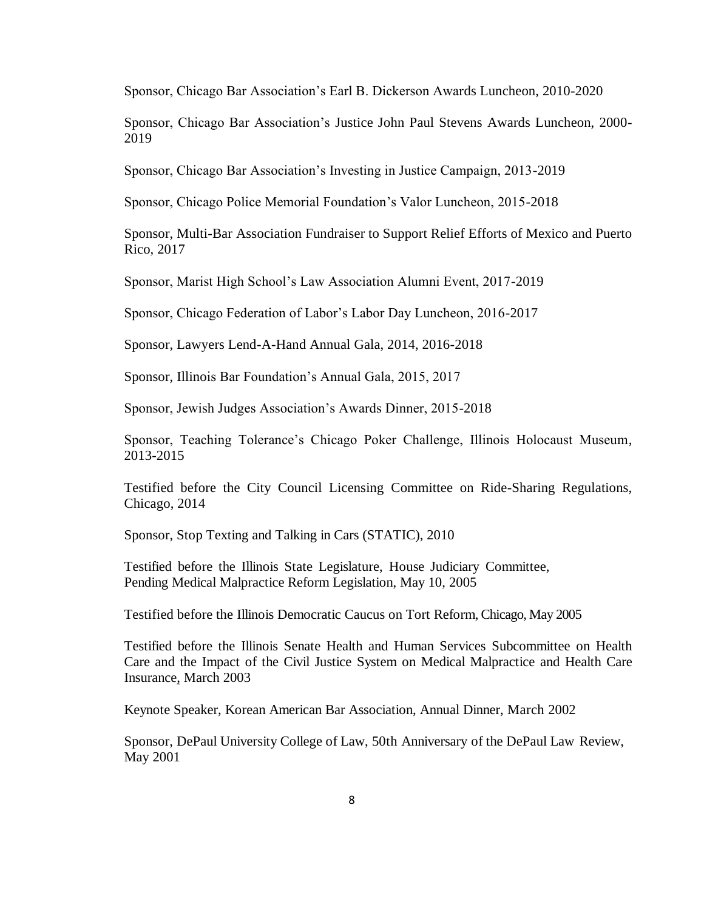Sponsor, Chicago Bar Association's Earl B. Dickerson Awards Luncheon, 2010-2020

Sponsor, Chicago Bar Association's Justice John Paul Stevens Awards Luncheon, 2000-2019

Sponsor, Chicago Bar Association's Investing in Justice Campaign, 2013-2019

Sponsor, Chicago Police Memorial Foundation's Valor Luncheon, 2015-2018

Sponsor, Multi-Bar Association Fundraiser to Support Relief Efforts of Mexico and Puerto Rico, 2017

Sponsor, Marist High School's Law Association Alumni Event, 2017-2019

Sponsor, Chicago Federation of Labor's Labor Day Luncheon, 2016-2017

Sponsor, Lawyers Lend-A-Hand Annual Gala, 2014, 2016-2018

Sponsor, Illinois Bar Foundation's Annual Gala, 2015, 2017

Sponsor, Jewish Judges Association's Awards Dinner, 2015-2018

Sponsor, Teaching Tolerance's Chicago Poker Challenge, Illinois Holocaust Museum, 2013-2015

Testified before the City Council Licensing Committee on Ride-Sharing Regulations, Chicago, 2014

Sponsor, Stop Texting and Talking in Cars (STATIC), 2010

Testified before the Illinois State Legislature, House Judiciary Committee, Pending Medical Malpractice Reform Legislation, May 10, 2005

Testified before the Illinois Democratic Caucus on Tort Reform, Chicago, May 2005

Testified before the Illinois Senate Health and Human Services Subcommittee on Health Care and the Impact of the Civil Justice System on Medical Malpractice and Health Care Insurance, March 2003

Keynote Speaker, Korean American Bar Association, Annual Dinner, March 2002

Sponsor, DePaul University College of Law, 50th Anniversary of the DePaul Law Review, May 2001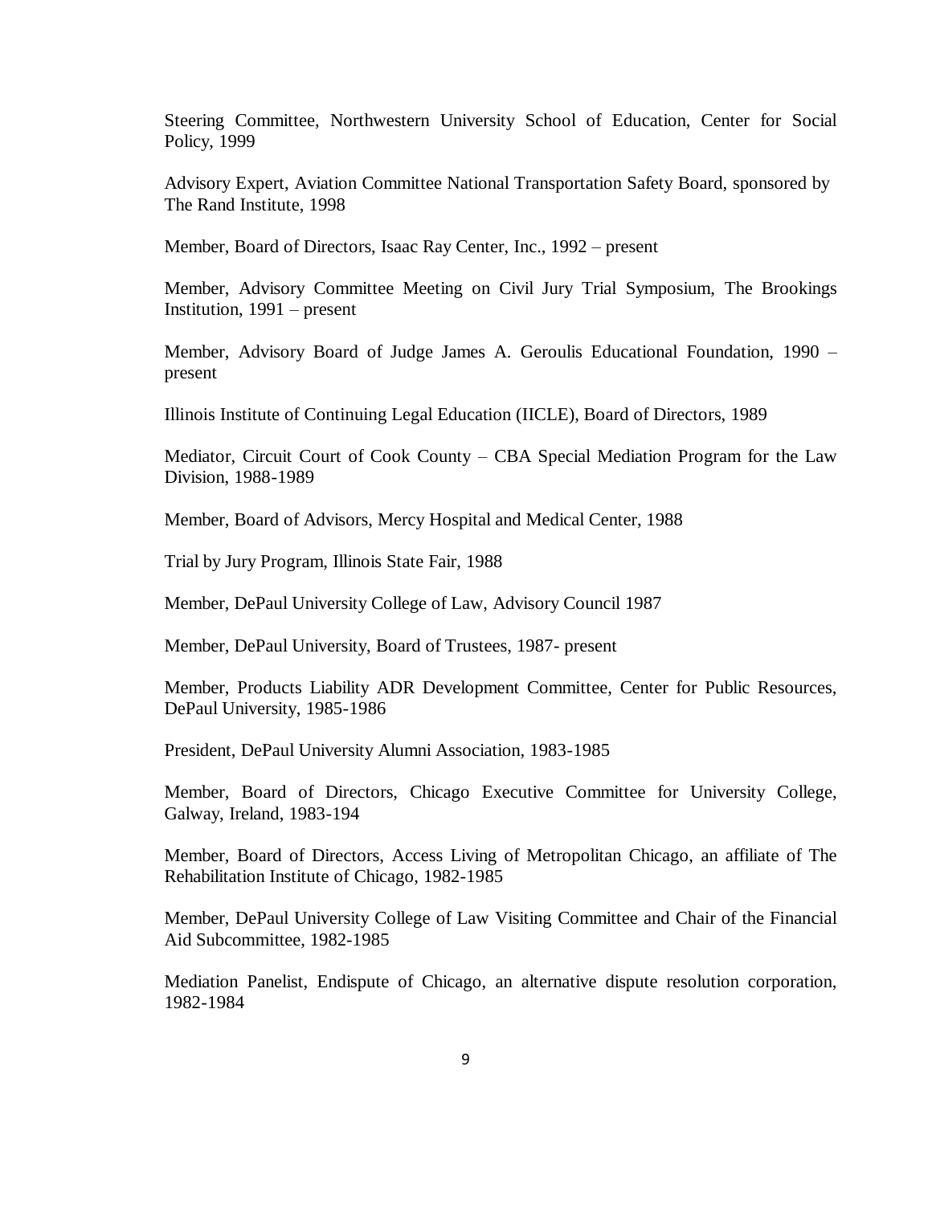Steering Committee, Northwestern University School of Education, Center for Social Policy, 1999

Advisory Expert, Aviation Committee National Transportation Safety Board, sponsored by The Rand Institute, 1998

Member, Board of Directors, Isaac Ray Center, Inc., 1992 – present

Member, Advisory Committee Meeting on Civil Jury Trial Symposium, The Brookings Institution, 1991 – present

Member, Advisory Board of Judge James A. Geroulis Educational Foundation, 1990 – present

Illinois Institute of Continuing Legal Education (IICLE), Board of Directors, 1989

Mediator, Circuit Court of Cook County – CBA Special Mediation Program for the Law Division, 1988-1989

Member, Board of Advisors, Mercy Hospital and Medical Center, 1988

Trial by Jury Program, Illinois State Fair, 1988

Member, DePaul University College of Law, Advisory Council 1987

Member, DePaul University, Board of Trustees, 1987- present

Member, Products Liability ADR Development Committee, Center for Public Resources, DePaul University, 1985-1986

President, DePaul University Alumni Association, 1983-1985

Member, Board of Directors, Chicago Executive Committee for University College, Galway, Ireland, 1983-194

Member, Board of Directors, Access Living of Metropolitan Chicago, an affiliate of The Rehabilitation Institute of Chicago, 1982-1985

Member, DePaul University College of Law Visiting Committee and Chair of the Financial Aid Subcommittee, 1982-1985

Mediation Panelist, Endispute of Chicago, an alternative dispute resolution corporation, 1982-1984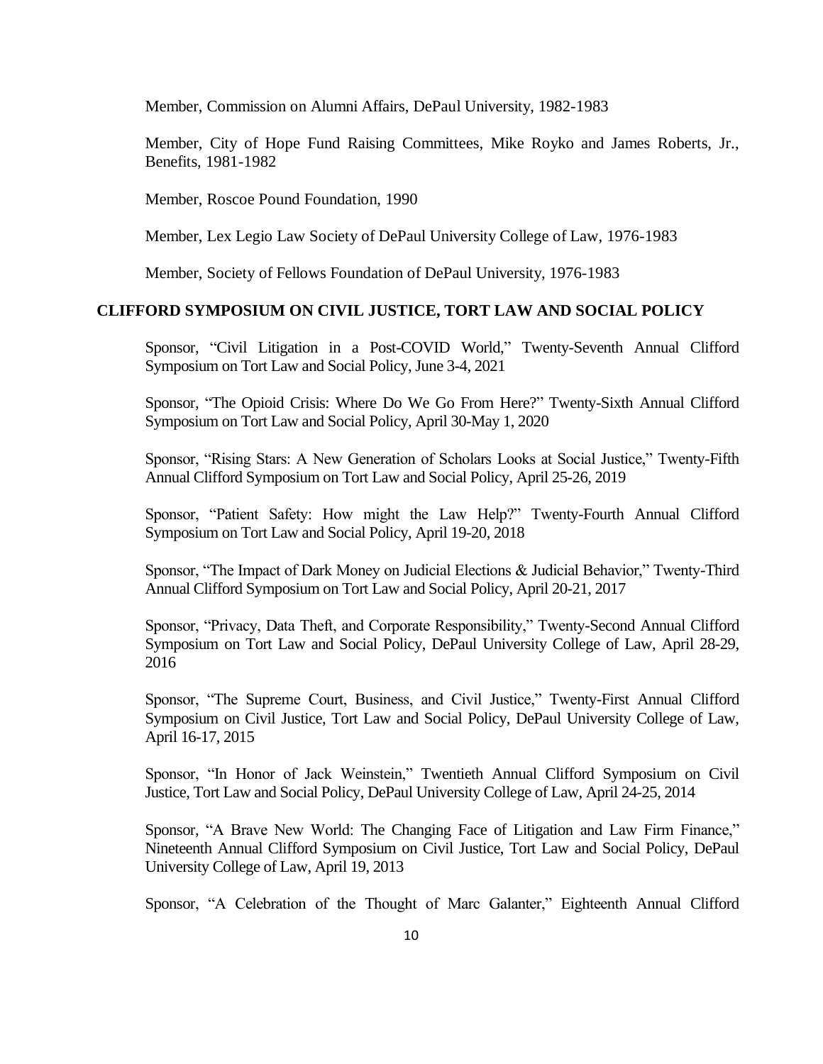Member, Commission on Alumni Affairs, DePaul University, 1982-1983

Member, City of Hope Fund Raising Committees, Mike Royko and James Roberts, Jr., Benefits, 1981-1982

Member, Roscoe Pound Foundation, 1990

Member, Lex Legio Law Society of DePaul University College of Law, 1976-1983

Member, Society of Fellows Foundation of DePaul University, 1976-1983

## CLIFFORD SYMPOSIUM ON CIVIL JUSTICE, TORT LAW AND SOCIAL POLICY

Sponsor, "Civil Litigation in a Post-COVID World," Twenty-Seventh Annual Clifford Symposium on Tort Law and Social Policy, June 3-4, 2021

Sponsor, "The Opioid Crisis: Where Do We Go From Here?" Twenty-Sixth Annual Clifford Symposium on Tort Law and Social Policy, April 30-May 1, 2020

Sponsor, "Rising Stars: A New Generation of Scholars Looks at Social Justice," Twenty-Fifth Annual Clifford Symposium on Tort Law and Social Policy, April 25-26, 2019

Sponsor, "Patient Safety: How might the Law Help?" Twenty-Fourth Annual Clifford Symposium on Tort Law and Social Policy, April 19-20, 2018

Sponsor, "The Impact of Dark Money on Judicial Elections & Judicial Behavior," Twenty-Third Annual Clifford Symposium on Tort Law and Social Policy, April 20-21, 2017

Sponsor, "Privacy, Data Theft, and Corporate Responsibility," Twenty-Second Annual Clifford Symposium on Tort Law and Social Policy, DePaul University College of Law, April 28-29, 2016

Sponsor, "The Supreme Court, Business, and Civil Justice," Twenty-First Annual Clifford Symposium on Civil Justice, Tort Law and Social Policy, DePaul University College of Law, April 16-17, 2015

Sponsor, "In Honor of Jack Weinstein," Twentieth Annual Clifford Symposium on Civil Justice, Tort Law and Social Policy, DePaul University College of Law, April 24-25, 2014

Sponsor, "A Brave New World: The Changing Face of Litigation and Law Firm Finance," Nineteenth Annual Clifford Symposium on Civil Justice, Tort Law and Social Policy, DePaul University College of Law, April 19, 2013

Sponsor, "A Celebration of the Thought of Marc Galanter," Eighteenth Annual Clifford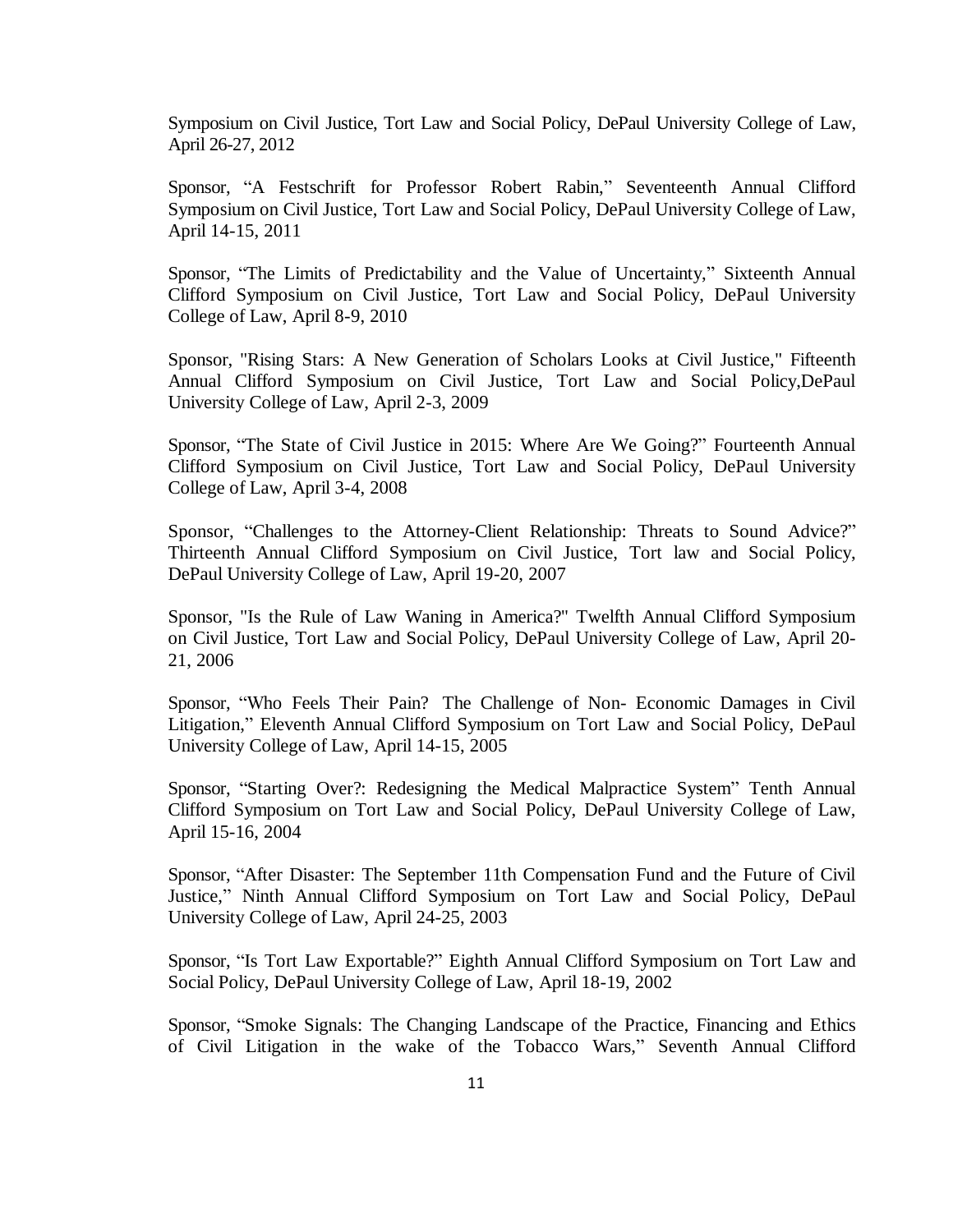Symposium on Civil Justice, Tort Law and Social Policy, DePaul University College of Law, April 26-27, 2012

Sponsor, "A Festschrift for Professor Robert Rabin," Seventeenth Annual Clifford Symposium on Civil Justice, Tort Law and Social Policy, DePaul University College of Law, April 14-15, 2011

Sponsor, "The Limits of Predictability and the Value of Uncertainty," Sixteenth Annual Clifford Symposium on Civil Justice, Tort Law and Social Policy, DePaul University College of Law, April 8-9, 2010

Sponsor, "Rising Stars: A New Generation of Scholars Looks at Civil Justice," Fifteenth Annual Clifford Symposium on Civil Justice, Tort Law and Social Policy,DePaul University College of Law, April 2-3, 2009

Sponsor, "The State of Civil Justice in 2015: Where Are We Going?" Fourteenth Annual Clifford Symposium on Civil Justice, Tort Law and Social Policy, DePaul University College of Law, April 3-4, 2008

Sponsor, "Challenges to the Attorney-Client Relationship: Threats to Sound Advice?" Thirteenth Annual Clifford Symposium on Civil Justice, Tort law and Social Policy, DePaul University College of Law, April 19-20, 2007

Sponsor, "Is the Rule of Law Waning in America?" Twelfth Annual Clifford Symposium on Civil Justice, Tort Law and Social Policy, DePaul University College of Law, April 20-21, 2006

Sponsor, "Who Feels Their Pain? The Challenge of Non- Economic Damages in Civil Litigation," Eleventh Annual Clifford Symposium on Tort Law and Social Policy, DePaul University College of Law, April 14-15, 2005

Sponsor, "Starting Over?: Redesigning the Medical Malpractice System" Tenth Annual Clifford Symposium on Tort Law and Social Policy, DePaul University College of Law, April 15-16, 2004

Sponsor, "After Disaster: The September 11th Compensation Fund and the Future of Civil Justice," Ninth Annual Clifford Symposium on Tort Law and Social Policy, DePaul University College of Law, April 24-25, 2003

Sponsor, "Is Tort Law Exportable?" Eighth Annual Clifford Symposium on Tort Law and Social Policy, DePaul University College of Law, April 18-19, 2002

Sponsor, "Smoke Signals: The Changing Landscape of the Practice, Financing and Ethics of Civil Litigation in the wake of the Tobacco Wars," Seventh Annual Clifford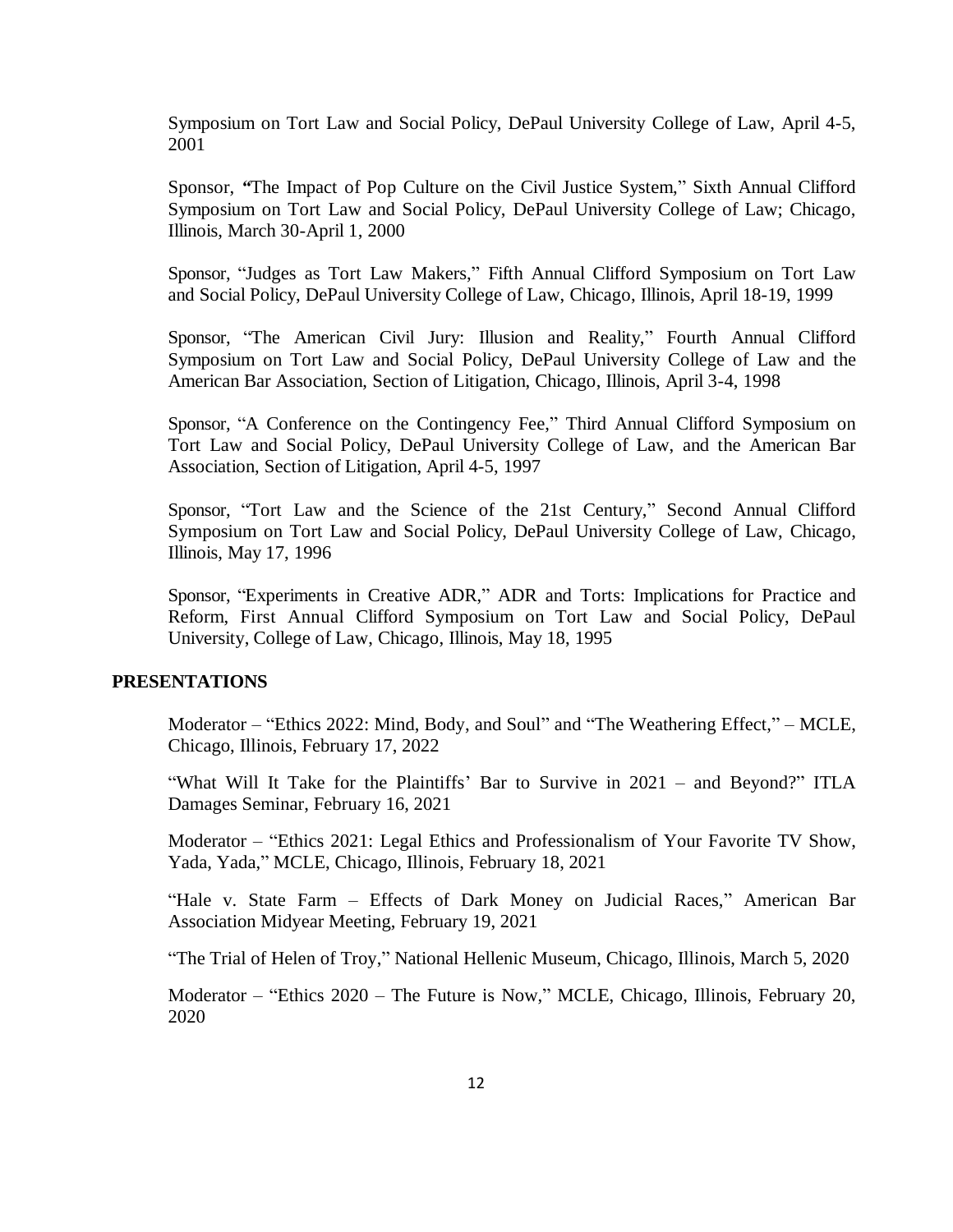Symposium on Tort Law and Social Policy, DePaul University College of Law, April 4-5, 2001

Sponsor, "The Impact of Pop Culture on the Civil Justice System," Sixth Annual Clifford Symposium on Tort Law and Social Policy, DePaul University College of Law; Chicago, Illinois, March 30-April 1, 2000

Sponsor, "Judges as Tort Law Makers," Fifth Annual Clifford Symposium on Tort Law and Social Policy, DePaul University College of Law, Chicago, Illinois, April 18-19, 1999

Sponsor, "The American Civil Jury: Illusion and Reality," Fourth Annual Clifford Symposium on Tort Law and Social Policy, DePaul University College of Law and the American Bar Association, Section of Litigation, Chicago, Illinois, April 3-4, 1998

Sponsor, "A Conference on the Contingency Fee," Third Annual Clifford Symposium on Tort Law and Social Policy, DePaul University College of Law, and the American Bar Association, Section of Litigation, April 4-5, 1997

Sponsor, "Tort Law and the Science of the 21st Century," Second Annual Clifford Symposium on Tort Law and Social Policy, DePaul University College of Law, Chicago, Illinois, May 17, 1996

Sponsor, "Experiments in Creative ADR," ADR and Torts: Implications for Practice and Reform, First Annual Clifford Symposium on Tort Law and Social Policy, DePaul University, College of Law, Chicago, Illinois, May 18, 1995

## PRESENTATIONS

Moderator – "Ethics 2022: Mind, Body, and Soul" and "The Weathering Effect," – MCLE, Chicago, Illinois, February 17, 2022

"What Will It Take for the Plaintiffs' Bar to Survive in 2021 – and Beyond?" ITLA Damages Seminar, February 16, 2021

Moderator – "Ethics 2021: Legal Ethics and Professionalism of Your Favorite TV Show, Yada, Yada," MCLE, Chicago, Illinois, February 18, 2021

"Hale v. State Farm – Effects of Dark Money on Judicial Races," American Bar Association Midyear Meeting, February 19, 2021

"The Trial of Helen of Troy," National Hellenic Museum, Chicago, Illinois, March 5, 2020

Moderator – "Ethics 2020 – The Future is Now," MCLE, Chicago, Illinois, February 20, 2020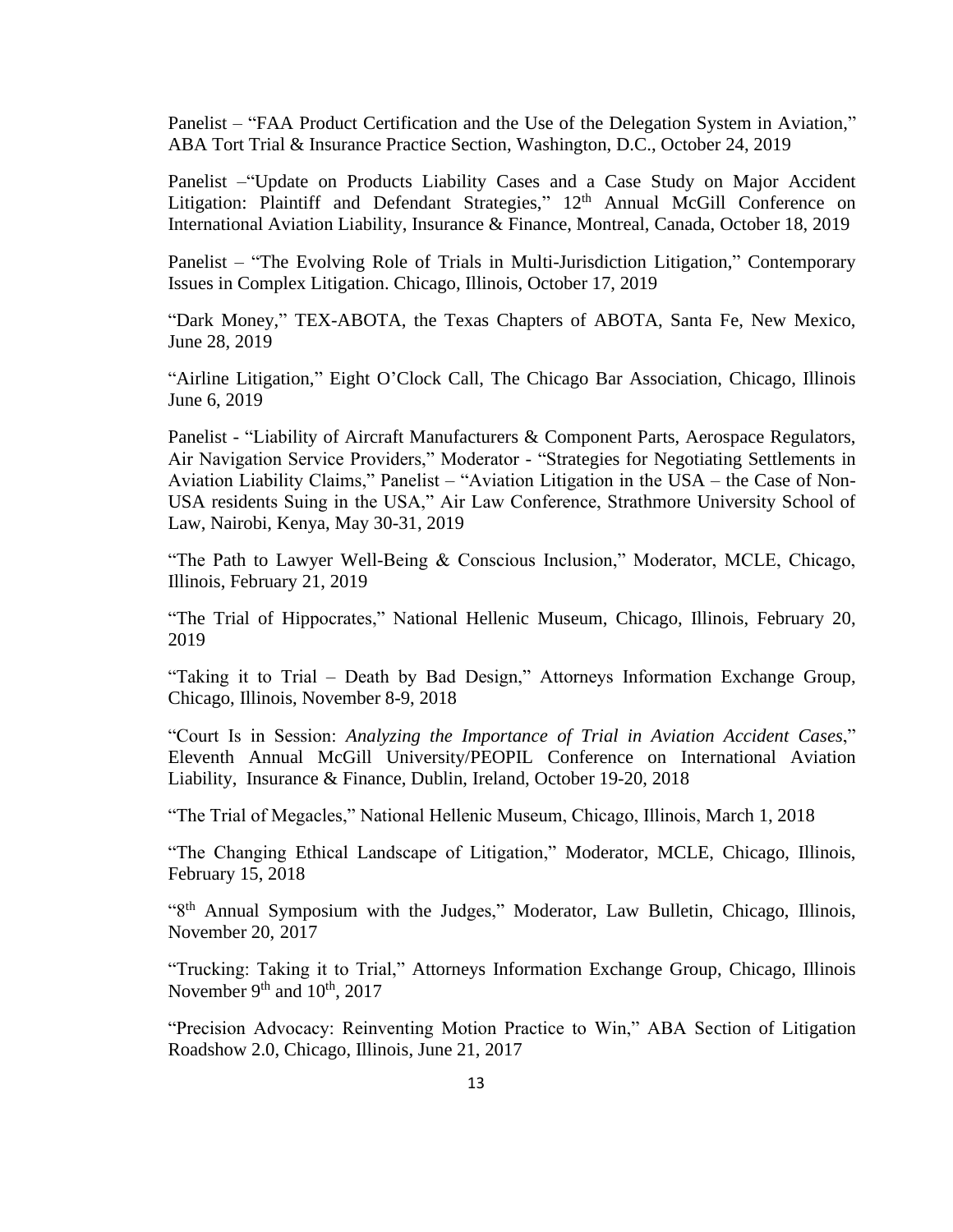Panelist – "FAA Product Certification and the Use of the Delegation System in Aviation," ABA Tort Trial & Insurance Practice Section, Washington, D.C., October 24, 2019

Panelist –"Update on Products Liability Cases and a Case Study on Major Accident Litigation: Plaintiff and Defendant Strategies," 12th Annual McGill Conference on International Aviation Liability, Insurance & Finance, Montreal, Canada, October 18, 2019

Panelist – "The Evolving Role of Trials in Multi-Jurisdiction Litigation," Contemporary Issues in Complex Litigation. Chicago, Illinois, October 17, 2019

"Dark Money," TEX-ABOTA, the Texas Chapters of ABOTA, Santa Fe, New Mexico, June 28, 2019

"Airline Litigation," Eight O'Clock Call, The Chicago Bar Association, Chicago, Illinois June 6, 2019

Panelist - "Liability of Aircraft Manufacturers & Component Parts, Aerospace Regulators, Air Navigation Service Providers," Moderator - "Strategies for Negotiating Settlements in Aviation Liability Claims," Panelist – "Aviation Litigation in the USA – the Case of Non-USA residents Suing in the USA," Air Law Conference, Strathmore University School of Law, Nairobi, Kenya, May 30-31, 2019

"The Path to Lawyer Well-Being & Conscious Inclusion," Moderator, MCLE, Chicago, Illinois, February 21, 2019

"The Trial of Hippocrates," National Hellenic Museum, Chicago, Illinois, February 20, 2019

"Taking it to Trial – Death by Bad Design," Attorneys Information Exchange Group, Chicago, Illinois, November 8-9, 2018

"Court Is in Session: *Analyzing the Importance of Trial in Aviation Accident Cases*," Eleventh Annual McGill University/PEOPIL Conference on International Aviation Liability, Insurance & Finance, Dublin, Ireland, October 19-20, 2018

"The Trial of Megacles," National Hellenic Museum, Chicago, Illinois, March 1, 2018

"The Changing Ethical Landscape of Litigation," Moderator, MCLE, Chicago, Illinois, February 15, 2018

"8th Annual Symposium with the Judges," Moderator, Law Bulletin, Chicago, Illinois, November 20, 2017

"Trucking: Taking it to Trial," Attorneys Information Exchange Group, Chicago, Illinois November 9th and 10th, 2017

"Precision Advocacy: Reinventing Motion Practice to Win," ABA Section of Litigation Roadshow 2.0, Chicago, Illinois, June 21, 2017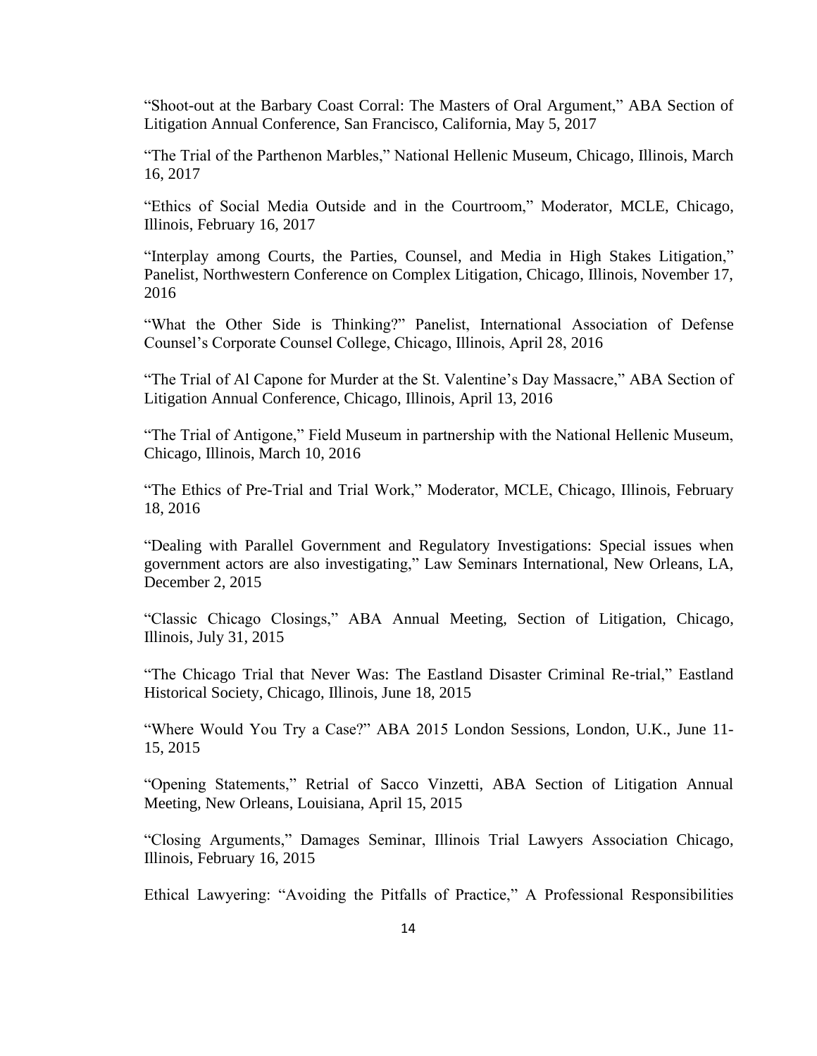"Shoot-out at the Barbary Coast Corral: The Masters of Oral Argument," ABA Section of Litigation Annual Conference, San Francisco, California, May 5, 2017

"The Trial of the Parthenon Marbles," National Hellenic Museum, Chicago, Illinois, March 16, 2017

"Ethics of Social Media Outside and in the Courtroom," Moderator, MCLE, Chicago, Illinois, February 16, 2017

"Interplay among Courts, the Parties, Counsel, and Media in High Stakes Litigation," Panelist, Northwestern Conference on Complex Litigation, Chicago, Illinois, November 17, 2016

"What the Other Side is Thinking?" Panelist, International Association of Defense Counsel's Corporate Counsel College, Chicago, Illinois, April 28, 2016

"The Trial of Al Capone for Murder at the St. Valentine's Day Massacre," ABA Section of Litigation Annual Conference, Chicago, Illinois, April 13, 2016

"The Trial of Antigone," Field Museum in partnership with the National Hellenic Museum, Chicago, Illinois, March 10, 2016

"The Ethics of Pre-Trial and Trial Work," Moderator, MCLE, Chicago, Illinois, February 18, 2016

"Dealing with Parallel Government and Regulatory Investigations: Special issues when government actors are also investigating," Law Seminars International, New Orleans, LA, December 2, 2015

"Classic Chicago Closings," ABA Annual Meeting, Section of Litigation, Chicago, Illinois, July 31, 2015

"The Chicago Trial that Never Was: The Eastland Disaster Criminal Re-trial," Eastland Historical Society, Chicago, Illinois, June 18, 2015

"Where Would You Try a Case?" ABA 2015 London Sessions, London, U.K., June 11-15, 2015

"Opening Statements," Retrial of Sacco Vinzetti, ABA Section of Litigation Annual Meeting, New Orleans, Louisiana, April 15, 2015

"Closing Arguments," Damages Seminar, Illinois Trial Lawyers Association Chicago, Illinois, February 16, 2015

Ethical Lawyering: "Avoiding the Pitfalls of Practice," A Professional Responsibilities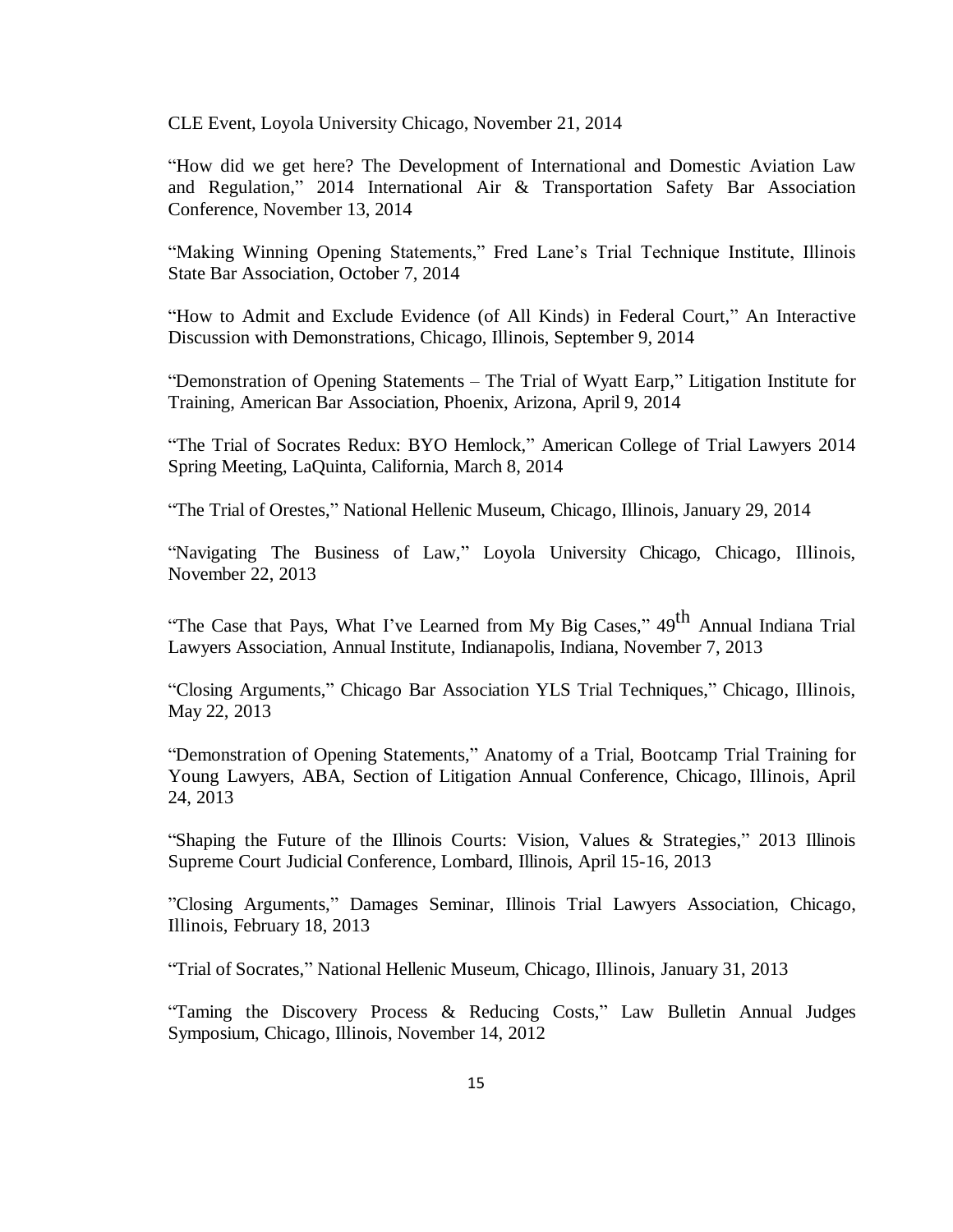CLE Event, Loyola University Chicago, November 21, 2014

"How did we get here? The Development of International and Domestic Aviation Law and Regulation," 2014 International Air & Transportation Safety Bar Association Conference, November 13, 2014

"Making Winning Opening Statements," Fred Lane's Trial Technique Institute, Illinois State Bar Association, October 7, 2014

"How to Admit and Exclude Evidence (of All Kinds) in Federal Court," An Interactive Discussion with Demonstrations, Chicago, Illinois, September 9, 2014

"Demonstration of Opening Statements – The Trial of Wyatt Earp," Litigation Institute for Training, American Bar Association, Phoenix, Arizona, April 9, 2014

"The Trial of Socrates Redux: BYO Hemlock," American College of Trial Lawyers 2014 Spring Meeting, LaQuinta, California, March 8, 2014

"The Trial of Orestes," National Hellenic Museum, Chicago, Illinois, January 29, 2014

"Navigating The Business of Law," Loyola University Chicago, Chicago, Illinois, November 22, 2013

"The Case that Pays, What I've Learned from My Big Cases," 49th Annual Indiana Trial Lawyers Association, Annual Institute, Indianapolis, Indiana, November 7, 2013

"Closing Arguments," Chicago Bar Association YLS Trial Techniques," Chicago, Illinois, May 22, 2013

"Demonstration of Opening Statements," Anatomy of a Trial, Bootcamp Trial Training for Young Lawyers, ABA, Section of Litigation Annual Conference, Chicago, Illinois, April 24, 2013

"Shaping the Future of the Illinois Courts: Vision, Values & Strategies," 2013 Illinois Supreme Court Judicial Conference, Lombard, Illinois, April 15-16, 2013

"Closing Arguments," Damages Seminar, Illinois Trial Lawyers Association, Chicago, Illinois, February 18, 2013

"Trial of Socrates," National Hellenic Museum, Chicago, Illinois, January 31, 2013

"Taming the Discovery Process & Reducing Costs," Law Bulletin Annual Judges Symposium, Chicago, Illinois, November 14, 2012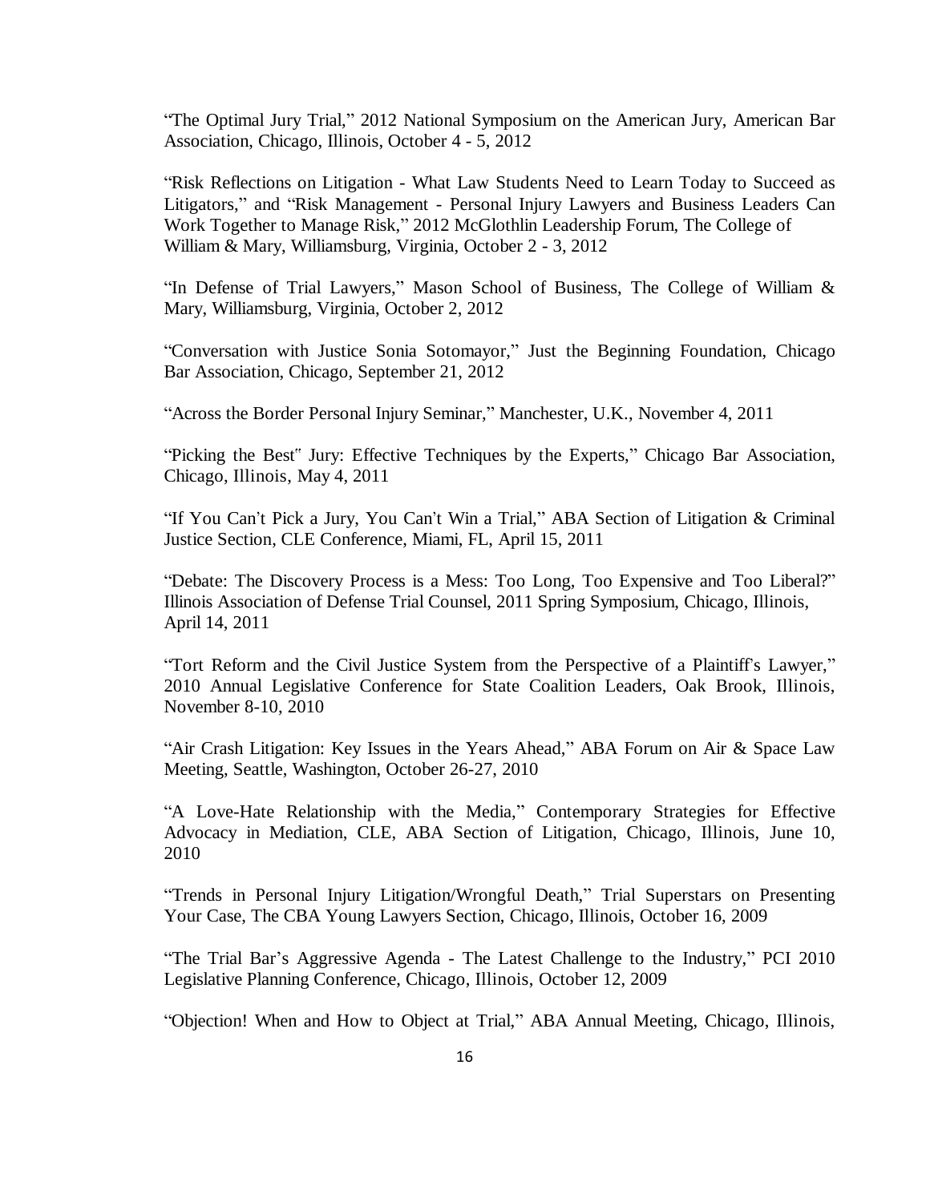“The Optimal Jury Trial,” 2012 National Symposium on the American Jury, American Bar Association, Chicago, Illinois, October 4 - 5, 2012

“Risk Reflections on Litigation - What Law Students Need to Learn Today to Succeed as Litigators,” and “Risk Management - Personal Injury Lawyers and Business Leaders Can Work Together to Manage Risk,” 2012 McGlothlin Leadership Forum, The College of William & Mary, Williamsburg, Virginia, October 2 - 3, 2012

“In Defense of Trial Lawyers,” Mason School of Business, The College of William & Mary, Williamsburg, Virginia, October 2, 2012

“Conversation with Justice Sonia Sotomayor,” Just the Beginning Foundation, Chicago Bar Association, Chicago, September 21, 2012

“Across the Border Personal Injury Seminar,” Manchester, U.K., November 4, 2011

“Picking the Best" Jury: Effective Techniques by the Experts,” Chicago Bar Association, Chicago, Illinois, May 4, 2011

“If You Can’t Pick a Jury, You Can’t Win a Trial,” ABA Section of Litigation & Criminal Justice Section, CLE Conference, Miami, FL, April 15, 2011

“Debate: The Discovery Process is a Mess: Too Long, Too Expensive and Too Liberal?” Illinois Association of Defense Trial Counsel, 2011 Spring Symposium, Chicago, Illinois, April 14, 2011

“Tort Reform and the Civil Justice System from the Perspective of a Plaintiff's Lawyer,” 2010 Annual Legislative Conference for State Coalition Leaders, Oak Brook, Illinois, November 8-10, 2010

“Air Crash Litigation: Key Issues in the Years Ahead,” ABA Forum on Air & Space Law Meeting, Seattle, Washington, October 26-27, 2010

“A Love-Hate Relationship with the Media,” Contemporary Strategies for Effective Advocacy in Mediation, CLE, ABA Section of Litigation, Chicago, Illinois, June 10, 2010

“Trends in Personal Injury Litigation/Wrongful Death,” Trial Superstars on Presenting Your Case, The CBA Young Lawyers Section, Chicago, Illinois, October 16, 2009

“The Trial Bar’s Aggressive Agenda - The Latest Challenge to the Industry,” PCI 2010 Legislative Planning Conference, Chicago, Illinois, October 12, 2009

“Objection! When and How to Object at Trial,” ABA Annual Meeting, Chicago, Illinois,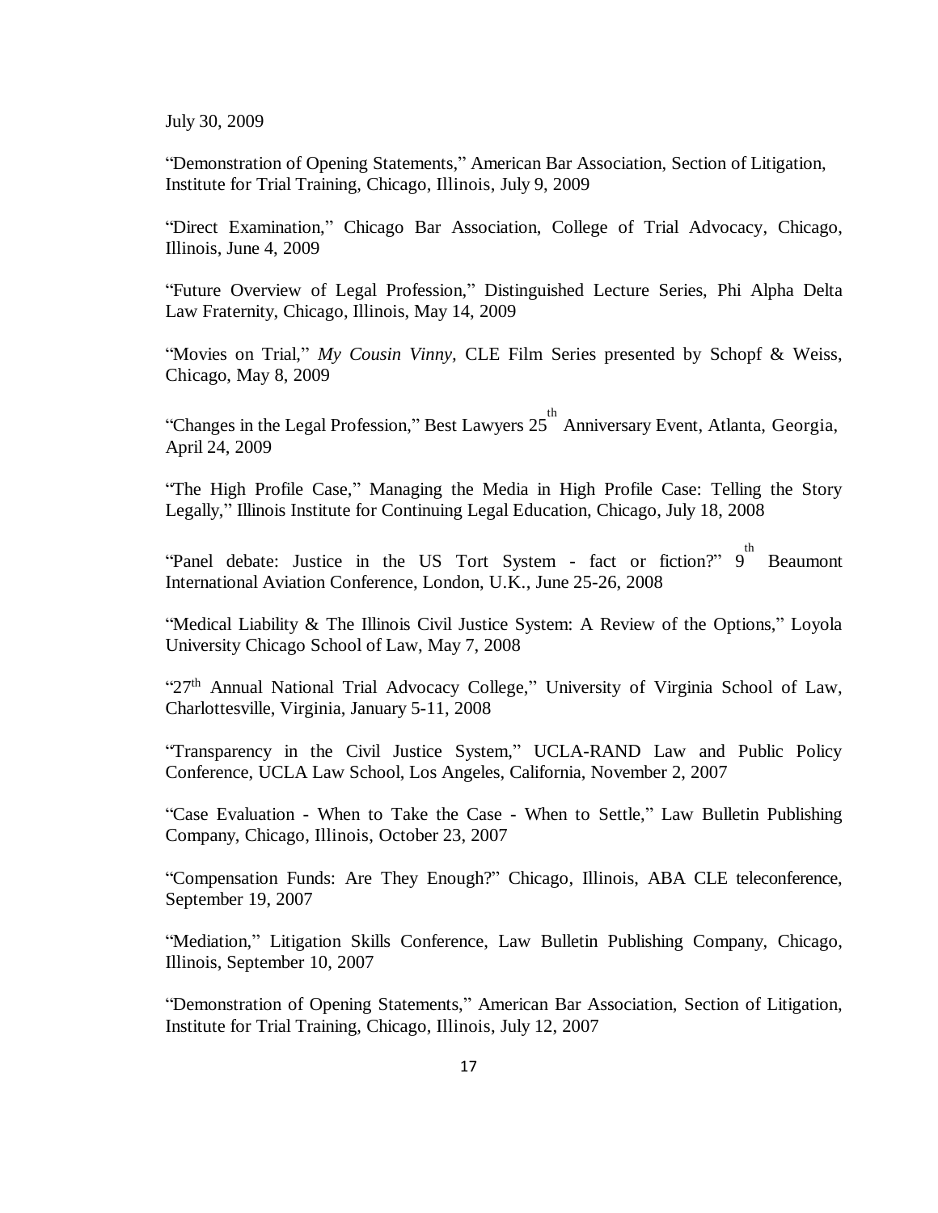July 30, 2009

"Demonstration of Opening Statements," American Bar Association, Section of Litigation, Institute for Trial Training, Chicago, Illinois, July 9, 2009

"Direct Examination," Chicago Bar Association, College of Trial Advocacy, Chicago, Illinois, June 4, 2009

"Future Overview of Legal Profession," Distinguished Lecture Series, Phi Alpha Delta Law Fraternity, Chicago, Illinois, May 14, 2009

"Movies on Trial," *My Cousin Vinny*, CLE Film Series presented by Schopf & Weiss, Chicago, May 8, 2009

"Changes in the Legal Profession," Best Lawyers 25th Anniversary Event, Atlanta, Georgia, April 24, 2009

"The High Profile Case," Managing the Media in High Profile Case: Telling the Story Legally," Illinois Institute for Continuing Legal Education, Chicago, July 18, 2008

"Panel debate: Justice in the US Tort System - fact or fiction?" 9th Beaumont International Aviation Conference, London, U.K., June 25-26, 2008

"Medical Liability & The Illinois Civil Justice System: A Review of the Options," Loyola University Chicago School of Law, May 7, 2008

"27th Annual National Trial Advocacy College," University of Virginia School of Law, Charlottesville, Virginia, January 5-11, 2008

"Transparency in the Civil Justice System," UCLA-RAND Law and Public Policy Conference, UCLA Law School, Los Angeles, California, November 2, 2007

"Case Evaluation - When to Take the Case - When to Settle," Law Bulletin Publishing Company, Chicago, Illinois, October 23, 2007

"Compensation Funds: Are They Enough?" Chicago, Illinois, ABA CLE teleconference, September 19, 2007

"Mediation," Litigation Skills Conference, Law Bulletin Publishing Company, Chicago, Illinois, September 10, 2007

"Demonstration of Opening Statements," American Bar Association, Section of Litigation, Institute for Trial Training, Chicago, Illinois, July 12, 2007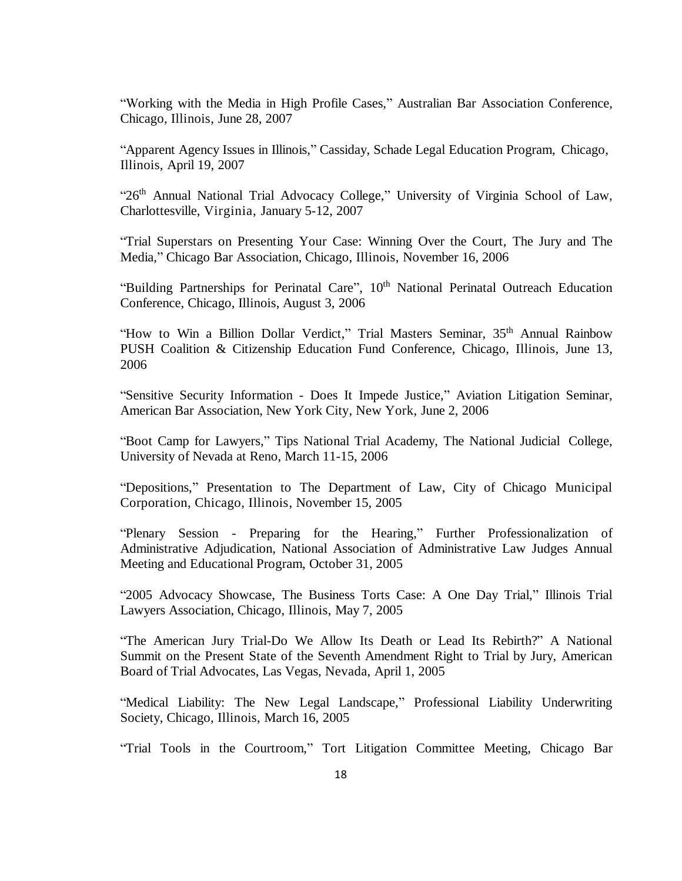"Working with the Media in High Profile Cases," Australian Bar Association Conference, Chicago, Illinois, June 28, 2007

"Apparent Agency Issues in Illinois," Cassiday, Schade Legal Education Program, Chicago, Illinois, April 19, 2007

"26th Annual National Trial Advocacy College," University of Virginia School of Law, Charlottesville, Virginia, January 5-12, 2007

"Trial Superstars on Presenting Your Case: Winning Over the Court, The Jury and The Media," Chicago Bar Association, Chicago, Illinois, November 16, 2006

"Building Partnerships for Perinatal Care", 10th National Perinatal Outreach Education Conference, Chicago, Illinois, August 3, 2006

"How to Win a Billion Dollar Verdict," Trial Masters Seminar, 35th Annual Rainbow PUSH Coalition & Citizenship Education Fund Conference, Chicago, Illinois, June 13, 2006

"Sensitive Security Information - Does It Impede Justice," Aviation Litigation Seminar, American Bar Association, New York City, New York, June 2, 2006

"Boot Camp for Lawyers," Tips National Trial Academy, The National Judicial College, University of Nevada at Reno, March 11-15, 2006

"Depositions," Presentation to The Department of Law, City of Chicago Municipal Corporation, Chicago, Illinois, November 15, 2005

"Plenary Session - Preparing for the Hearing," Further Professionalization of Administrative Adjudication, National Association of Administrative Law Judges Annual Meeting and Educational Program, October 31, 2005

"2005 Advocacy Showcase, The Business Torts Case: A One Day Trial," Illinois Trial Lawyers Association, Chicago, Illinois, May 7, 2005

"The American Jury Trial-Do We Allow Its Death or Lead Its Rebirth?" A National Summit on the Present State of the Seventh Amendment Right to Trial by Jury, American Board of Trial Advocates, Las Vegas, Nevada, April 1, 2005

"Medical Liability: The New Legal Landscape," Professional Liability Underwriting Society, Chicago, Illinois, March 16, 2005

"Trial Tools in the Courtroom," Tort Litigation Committee Meeting, Chicago Bar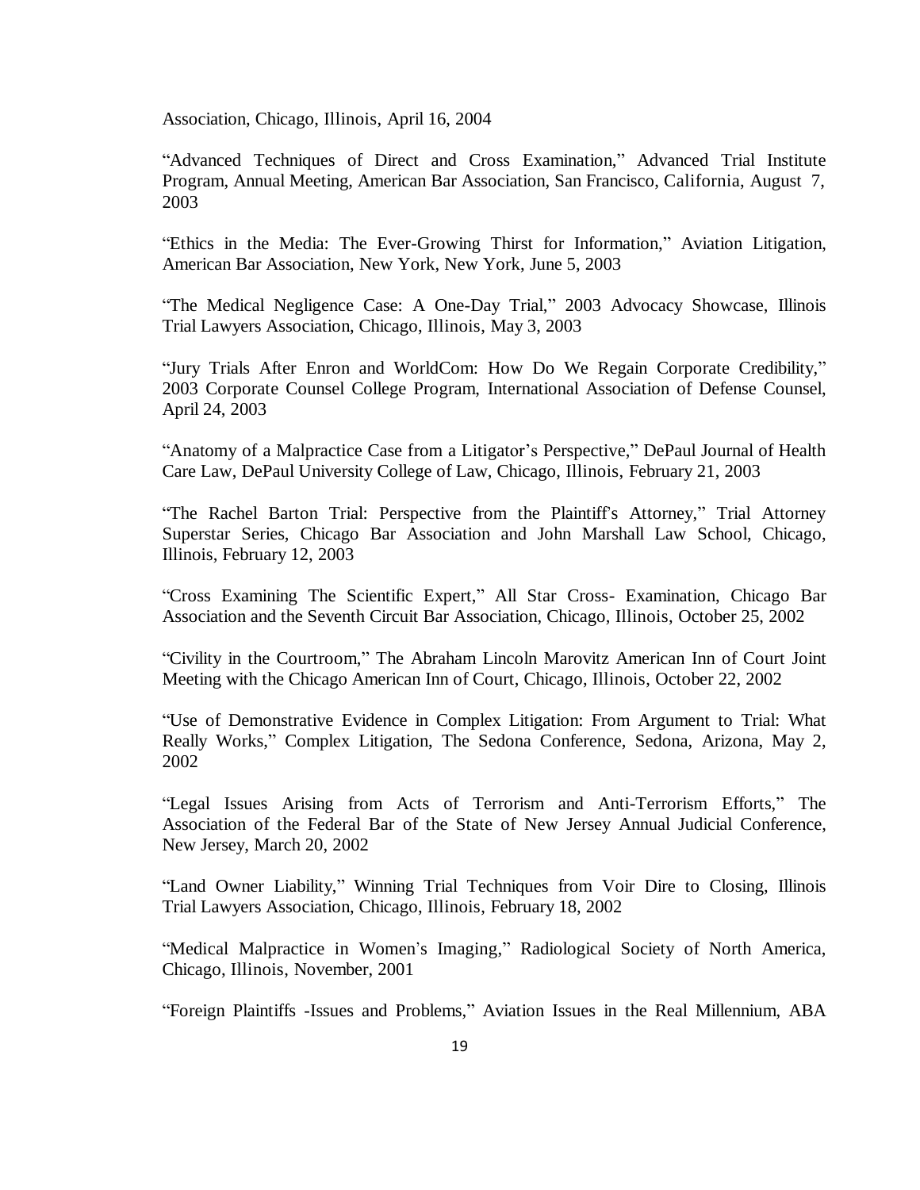Association, Chicago, Illinois, April 16, 2004

"Advanced Techniques of Direct and Cross Examination," Advanced Trial Institute Program, Annual Meeting, American Bar Association, San Francisco, California, August 7, 2003

"Ethics in the Media: The Ever-Growing Thirst for Information," Aviation Litigation, American Bar Association, New York, New York, June 5, 2003

"The Medical Negligence Case: A One-Day Trial," 2003 Advocacy Showcase, Illinois Trial Lawyers Association, Chicago, Illinois, May 3, 2003

"Jury Trials After Enron and WorldCom: How Do We Regain Corporate Credibility," 2003 Corporate Counsel College Program, International Association of Defense Counsel, April 24, 2003

"Anatomy of a Malpractice Case from a Litigator's Perspective," DePaul Journal of Health Care Law, DePaul University College of Law, Chicago, Illinois, February 21, 2003

"The Rachel Barton Trial: Perspective from the Plaintiff's Attorney," Trial Attorney Superstar Series, Chicago Bar Association and John Marshall Law School, Chicago, Illinois, February 12, 2003

"Cross Examining The Scientific Expert," All Star Cross- Examination, Chicago Bar Association and the Seventh Circuit Bar Association, Chicago, Illinois, October 25, 2002

"Civility in the Courtroom," The Abraham Lincoln Marovitz American Inn of Court Joint Meeting with the Chicago American Inn of Court, Chicago, Illinois, October 22, 2002

"Use of Demonstrative Evidence in Complex Litigation: From Argument to Trial: What Really Works," Complex Litigation, The Sedona Conference, Sedona, Arizona, May 2, 2002

"Legal Issues Arising from Acts of Terrorism and Anti-Terrorism Efforts," The Association of the Federal Bar of the State of New Jersey Annual Judicial Conference, New Jersey, March 20, 2002

"Land Owner Liability," Winning Trial Techniques from Voir Dire to Closing, Illinois Trial Lawyers Association, Chicago, Illinois, February 18, 2002

"Medical Malpractice in Women's Imaging," Radiological Society of North America, Chicago, Illinois, November, 2001

"Foreign Plaintiffs -Issues and Problems," Aviation Issues in the Real Millennium, ABA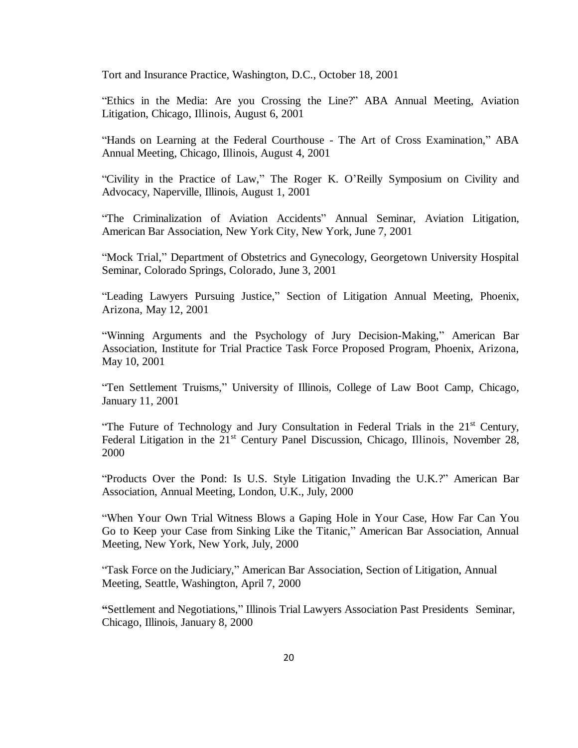Tort and Insurance Practice, Washington, D.C., October 18, 2001

"Ethics in the Media: Are you Crossing the Line?" ABA Annual Meeting, Aviation Litigation, Chicago, Illinois, August 6, 2001

"Hands on Learning at the Federal Courthouse - The Art of Cross Examination," ABA Annual Meeting, Chicago, Illinois, August 4, 2001

"Civility in the Practice of Law," The Roger K. O'Reilly Symposium on Civility and Advocacy, Naperville, Illinois, August 1, 2001

"The Criminalization of Aviation Accidents" Annual Seminar, Aviation Litigation, American Bar Association, New York City, New York, June 7, 2001

"Mock Trial," Department of Obstetrics and Gynecology, Georgetown University Hospital Seminar, Colorado Springs, Colorado, June 3, 2001

"Leading Lawyers Pursuing Justice," Section of Litigation Annual Meeting, Phoenix, Arizona, May 12, 2001

"Winning Arguments and the Psychology of Jury Decision-Making," American Bar Association, Institute for Trial Practice Task Force Proposed Program, Phoenix, Arizona, May 10, 2001

"Ten Settlement Truisms," University of Illinois, College of Law Boot Camp, Chicago, January 11, 2001

"The Future of Technology and Jury Consultation in Federal Trials in the 21st Century, Federal Litigation in the 21st Century Panel Discussion, Chicago, Illinois, November 28, 2000

"Products Over the Pond: Is U.S. Style Litigation Invading the U.K.?" American Bar Association, Annual Meeting, London, U.K., July, 2000

"When Your Own Trial Witness Blows a Gaping Hole in Your Case, How Far Can You Go to Keep your Case from Sinking Like the Titanic," American Bar Association, Annual Meeting, New York, New York, July, 2000

"Task Force on the Judiciary," American Bar Association, Section of Litigation, Annual Meeting, Seattle, Washington, April 7, 2000

"Settlement and Negotiations," Illinois Trial Lawyers Association Past Presidents Seminar, Chicago, Illinois, January 8, 2000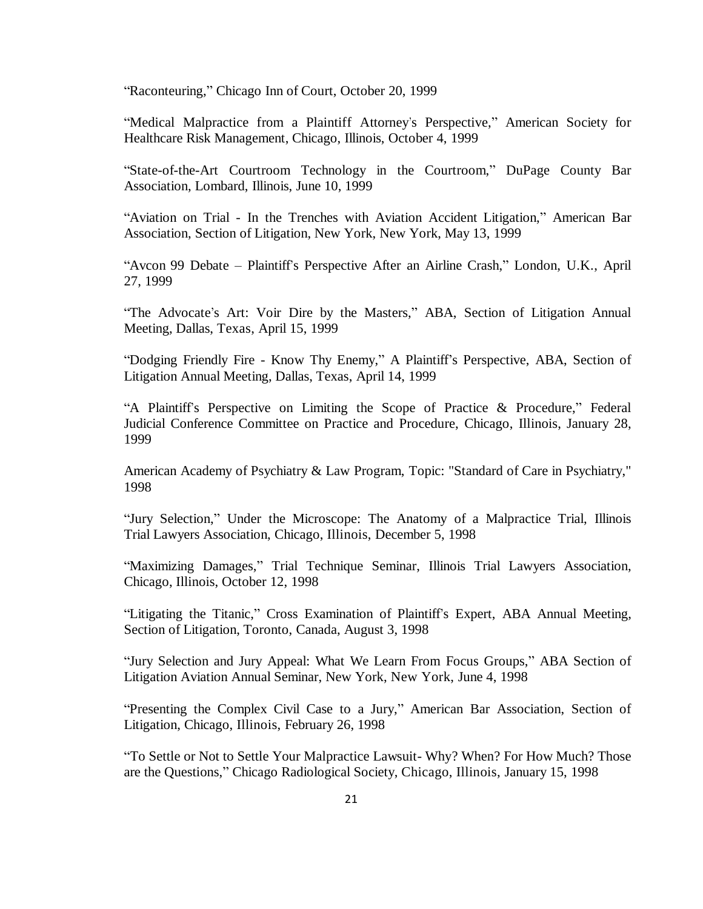"Raconteuring," Chicago Inn of Court, October 20, 1999

"Medical Malpractice from a Plaintiff Attorney's Perspective," American Society for Healthcare Risk Management, Chicago, Illinois, October 4, 1999

"State-of-the-Art Courtroom Technology in the Courtroom," DuPage County Bar Association, Lombard, Illinois, June 10, 1999

"Aviation on Trial - In the Trenches with Aviation Accident Litigation," American Bar Association, Section of Litigation, New York, New York, May 13, 1999

"Avcon 99 Debate – Plaintiff's Perspective After an Airline Crash," London, U.K., April 27, 1999

"The Advocate's Art: Voir Dire by the Masters," ABA, Section of Litigation Annual Meeting, Dallas, Texas, April 15, 1999

"Dodging Friendly Fire - Know Thy Enemy," A Plaintiff's Perspective, ABA, Section of Litigation Annual Meeting, Dallas, Texas, April 14, 1999

"A Plaintiff's Perspective on Limiting the Scope of Practice & Procedure," Federal Judicial Conference Committee on Practice and Procedure, Chicago, Illinois, January 28, 1999

American Academy of Psychiatry & Law Program, Topic: "Standard of Care in Psychiatry," 1998

"Jury Selection," Under the Microscope: The Anatomy of a Malpractice Trial, Illinois Trial Lawyers Association, Chicago, Illinois, December 5, 1998

"Maximizing Damages," Trial Technique Seminar, Illinois Trial Lawyers Association, Chicago, Illinois, October 12, 1998

"Litigating the Titanic," Cross Examination of Plaintiff's Expert, ABA Annual Meeting, Section of Litigation, Toronto, Canada, August 3, 1998

"Jury Selection and Jury Appeal: What We Learn From Focus Groups," ABA Section of Litigation Aviation Annual Seminar, New York, New York, June 4, 1998

"Presenting the Complex Civil Case to a Jury," American Bar Association, Section of Litigation, Chicago, Illinois, February 26, 1998

"To Settle or Not to Settle Your Malpractice Lawsuit- Why? When? For How Much? Those are the Questions," Chicago Radiological Society, Chicago, Illinois, January 15, 1998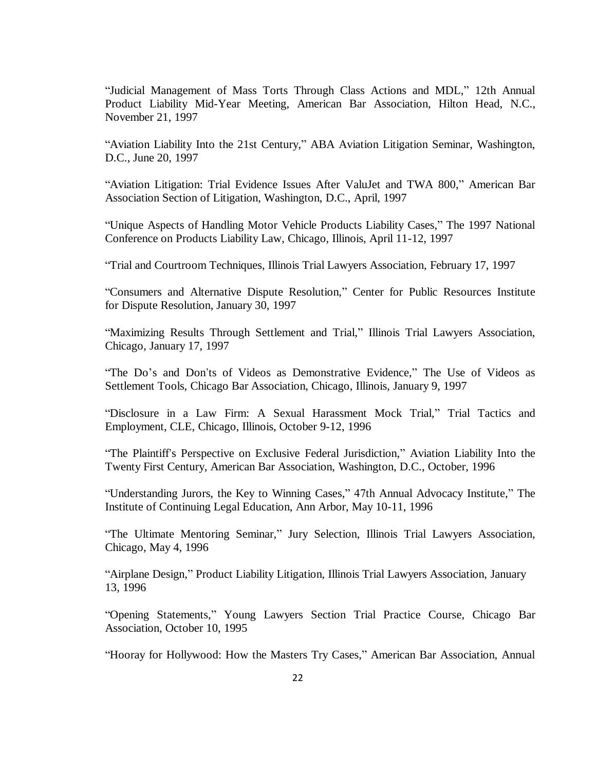"Judicial Management of Mass Torts Through Class Actions and MDL," 12th Annual Product Liability Mid-Year Meeting, American Bar Association, Hilton Head, N.C., November 21, 1997

"Aviation Liability Into the 21st Century," ABA Aviation Litigation Seminar, Washington, D.C., June 20, 1997

"Aviation Litigation: Trial Evidence Issues After ValuJet and TWA 800," American Bar Association Section of Litigation, Washington, D.C., April, 1997

"Unique Aspects of Handling Motor Vehicle Products Liability Cases," The 1997 National Conference on Products Liability Law, Chicago, Illinois, April 11-12, 1997

"Trial and Courtroom Techniques, Illinois Trial Lawyers Association, February 17, 1997

"Consumers and Alternative Dispute Resolution," Center for Public Resources Institute for Dispute Resolution, January 30, 1997

"Maximizing Results Through Settlement and Trial," Illinois Trial Lawyers Association, Chicago, January 17, 1997

"The Do's and Don'ts of Videos as Demonstrative Evidence," The Use of Videos as Settlement Tools, Chicago Bar Association, Chicago, Illinois, January 9, 1997

"Disclosure in a Law Firm: A Sexual Harassment Mock Trial," Trial Tactics and Employment, CLE, Chicago, Illinois, October 9-12, 1996

"The Plaintiff's Perspective on Exclusive Federal Jurisdiction," Aviation Liability Into the Twenty First Century, American Bar Association, Washington, D.C., October, 1996

"Understanding Jurors, the Key to Winning Cases," 47th Annual Advocacy Institute," The Institute of Continuing Legal Education, Ann Arbor, May 10-11, 1996

"The Ultimate Mentoring Seminar," Jury Selection, Illinois Trial Lawyers Association, Chicago, May 4, 1996

"Airplane Design," Product Liability Litigation, Illinois Trial Lawyers Association, January 13, 1996

"Opening Statements," Young Lawyers Section Trial Practice Course, Chicago Bar Association, October 10, 1995

"Hooray for Hollywood: How the Masters Try Cases," American Bar Association, Annual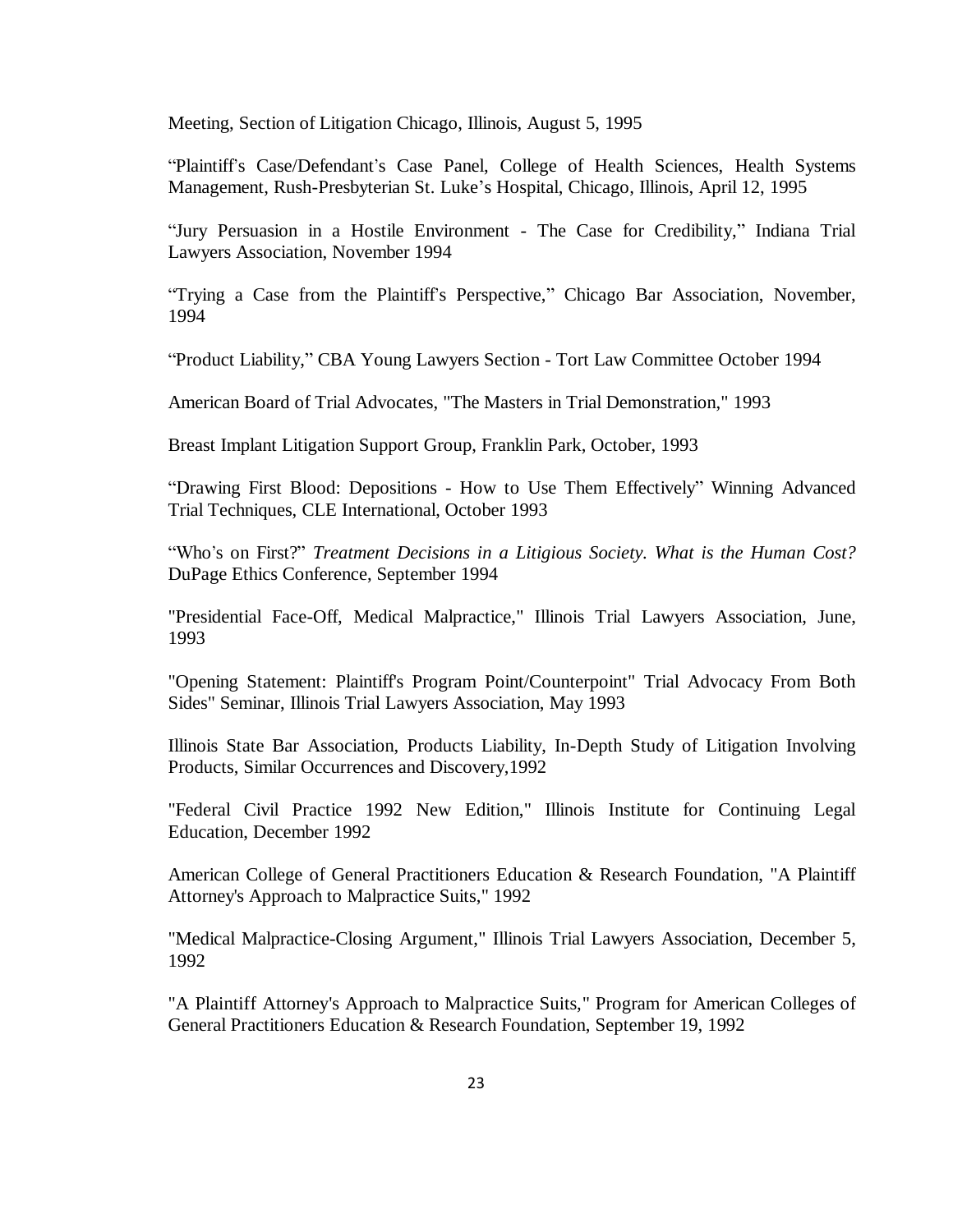Meeting, Section of Litigation Chicago, Illinois, August 5, 1995

"Plaintiff's Case/Defendant's Case Panel, College of Health Sciences, Health Systems Management, Rush-Presbyterian St. Luke's Hospital, Chicago, Illinois, April 12, 1995

"Jury Persuasion in a Hostile Environment - The Case for Credibility," Indiana Trial Lawyers Association, November 1994

"Trying a Case from the Plaintiff's Perspective," Chicago Bar Association, November, 1994

"Product Liability," CBA Young Lawyers Section - Tort Law Committee October 1994

American Board of Trial Advocates, "The Masters in Trial Demonstration," 1993

Breast Implant Litigation Support Group, Franklin Park, October, 1993

"Drawing First Blood: Depositions - How to Use Them Effectively" Winning Advanced Trial Techniques, CLE International, October 1993

"Who's on First?" *Treatment Decisions in a Litigious Society. What is the Human Cost?* DuPage Ethics Conference, September 1994

"Presidential Face-Off, Medical Malpractice," Illinois Trial Lawyers Association, June, 1993

"Opening Statement: Plaintiff's Program Point/Counterpoint" Trial Advocacy From Both Sides" Seminar, Illinois Trial Lawyers Association, May 1993

Illinois State Bar Association, Products Liability, In-Depth Study of Litigation Involving Products, Similar Occurrences and Discovery,1992

"Federal Civil Practice 1992 New Edition," Illinois Institute for Continuing Legal Education, December 1992

American College of General Practitioners Education & Research Foundation, "A Plaintiff Attorney's Approach to Malpractice Suits," 1992

"Medical Malpractice-Closing Argument," Illinois Trial Lawyers Association, December 5, 1992

"A Plaintiff Attorney's Approach to Malpractice Suits," Program for American Colleges of General Practitioners Education & Research Foundation, September 19, 1992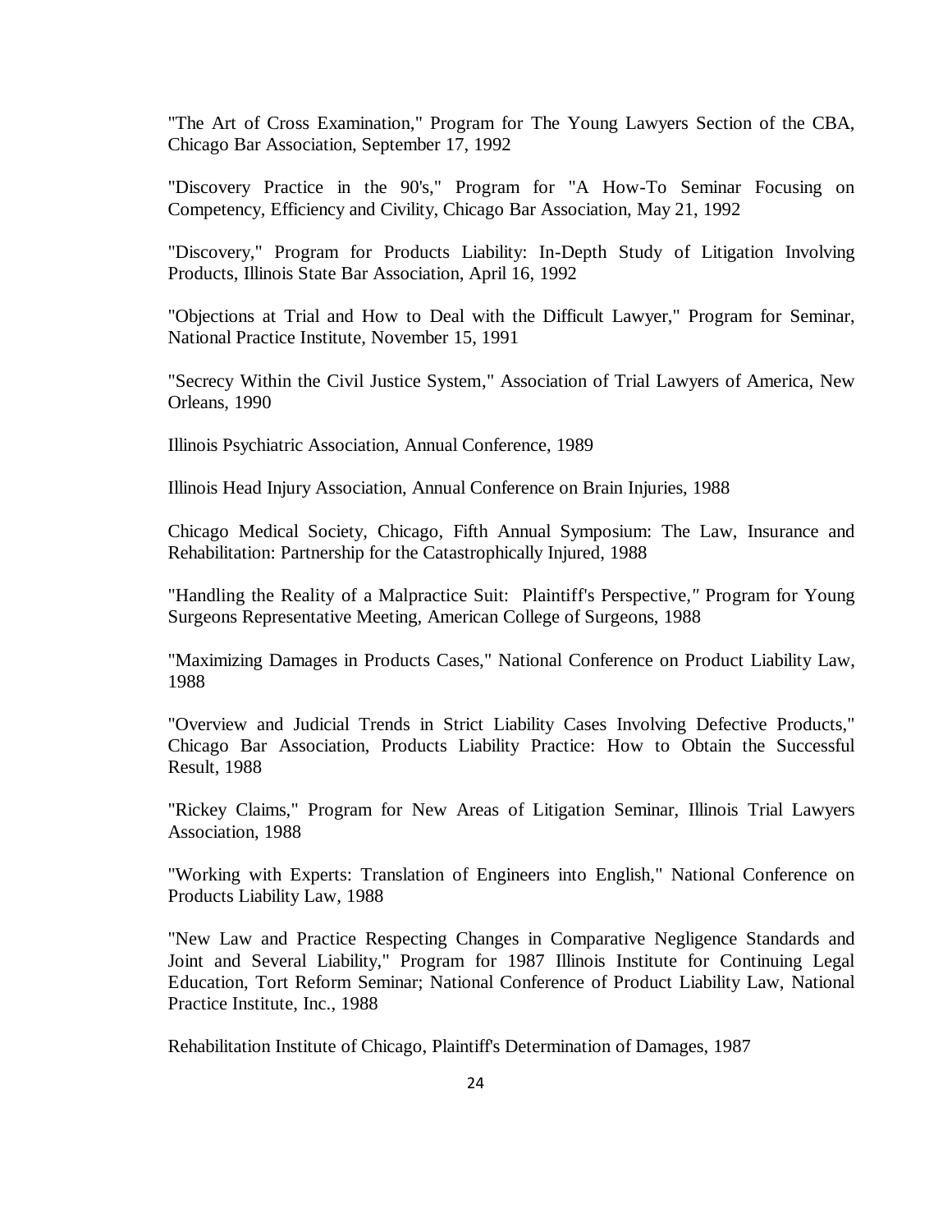"The Art of Cross Examination," Program for The Young Lawyers Section of the CBA, Chicago Bar Association, September 17, 1992

"Discovery Practice in the 90's," Program for "A How-To Seminar Focusing on Competency, Efficiency and Civility, Chicago Bar Association, May 21, 1992

"Discovery," Program for Products Liability: In-Depth Study of Litigation Involving Products, Illinois State Bar Association, April 16, 1992

"Objections at Trial and How to Deal with the Difficult Lawyer," Program for Seminar, National Practice Institute, November 15, 1991

"Secrecy Within the Civil Justice System," Association of Trial Lawyers of America, New Orleans, 1990

Illinois Psychiatric Association, Annual Conference, 1989

Illinois Head Injury Association, Annual Conference on Brain Injuries, 1988

Chicago Medical Society, Chicago, Fifth Annual Symposium: The Law, Insurance and Rehabilitation: Partnership for the Catastrophically Injured, 1988

"Handling the Reality of a Malpractice Suit: Plaintiff's Perspective," Program for Young Surgeons Representative Meeting, American College of Surgeons, 1988

"Maximizing Damages in Products Cases," National Conference on Product Liability Law, 1988

"Overview and Judicial Trends in Strict Liability Cases Involving Defective Products," Chicago Bar Association, Products Liability Practice: How to Obtain the Successful Result, 1988

"Rickey Claims," Program for New Areas of Litigation Seminar, Illinois Trial Lawyers Association, 1988

"Working with Experts: Translation of Engineers into English," National Conference on Products Liability Law, 1988

"New Law and Practice Respecting Changes in Comparative Negligence Standards and Joint and Several Liability," Program for 1987 Illinois Institute for Continuing Legal Education, Tort Reform Seminar; National Conference of Product Liability Law, National Practice Institute, Inc., 1988

Rehabilitation Institute of Chicago, Plaintiff's Determination of Damages, 1987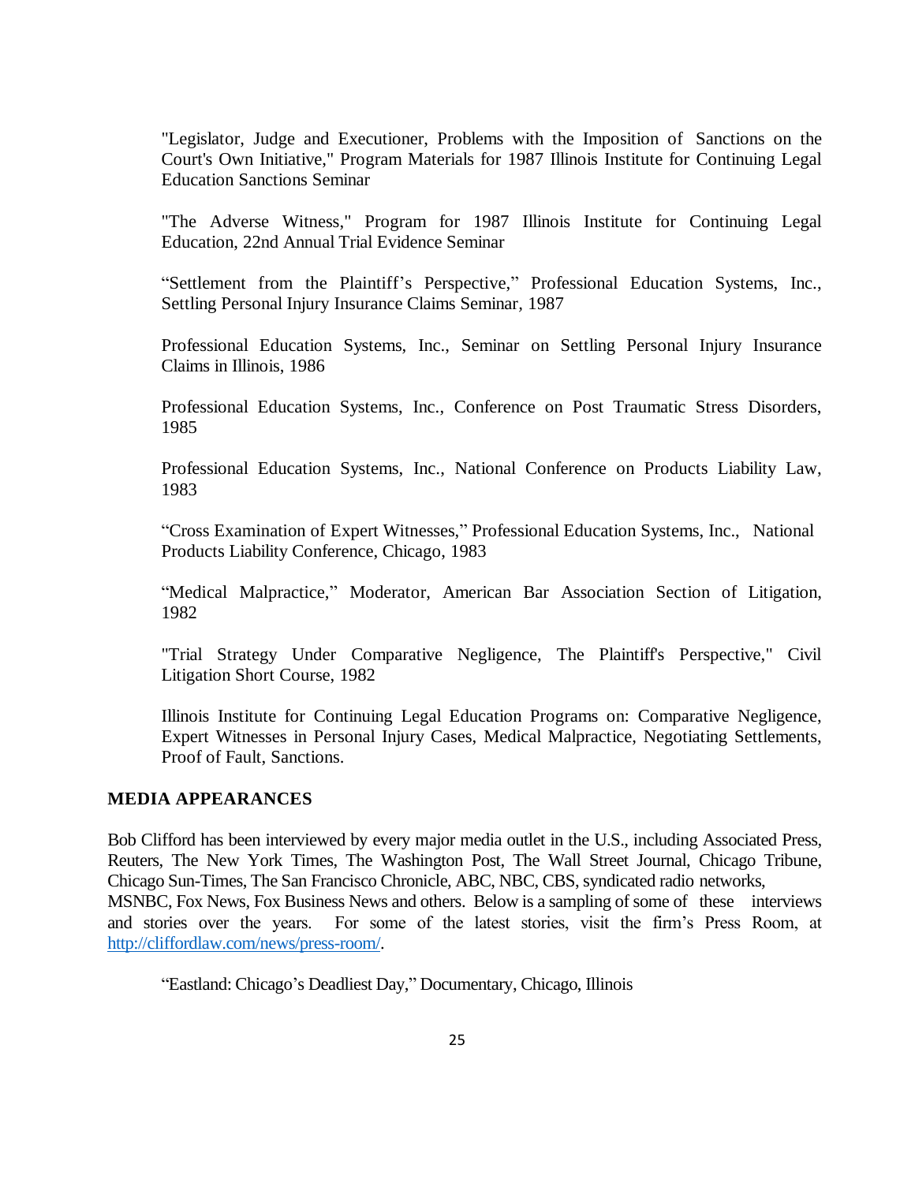"Legislator, Judge and Executioner, Problems with the Imposition of Sanctions on the Court's Own Initiative," Program Materials for 1987 Illinois Institute for Continuing Legal Education Sanctions Seminar

"The Adverse Witness," Program for 1987 Illinois Institute for Continuing Legal Education, 22nd Annual Trial Evidence Seminar

"Settlement from the Plaintiff's Perspective," Professional Education Systems, Inc., Settling Personal Injury Insurance Claims Seminar, 1987

Professional Education Systems, Inc., Seminar on Settling Personal Injury Insurance Claims in Illinois, 1986

Professional Education Systems, Inc., Conference on Post Traumatic Stress Disorders, 1985

Professional Education Systems, Inc., National Conference on Products Liability Law, 1983

"Cross Examination of Expert Witnesses," Professional Education Systems, Inc., National Products Liability Conference, Chicago, 1983

"Medical Malpractice," Moderator, American Bar Association Section of Litigation, 1982

"Trial Strategy Under Comparative Negligence, The Plaintiff's Perspective," Civil Litigation Short Course, 1982

Illinois Institute for Continuing Legal Education Programs on: Comparative Negligence, Expert Witnesses in Personal Injury Cases, Medical Malpractice, Negotiating Settlements, Proof of Fault, Sanctions.

## MEDIA APPEARANCES

Bob Clifford has been interviewed by every major media outlet in the U.S., including Associated Press, Reuters, The New York Times, The Washington Post, The Wall Street Journal, Chicago Tribune, Chicago Sun-Times, The San Francisco Chronicle, ABC, NBC, CBS, syndicated radio networks, MSNBC, Fox News, Fox Business News and others. Below is a sampling of some of these interviews and stories over the years. For some of the latest stories, visit the firm's Press Room, at [http://cliffordlaw.com/news/press-room/](http://cliffordlaw.com/news/press-room/).

"Eastland: Chicago's Deadliest Day," Documentary, Chicago, Illinois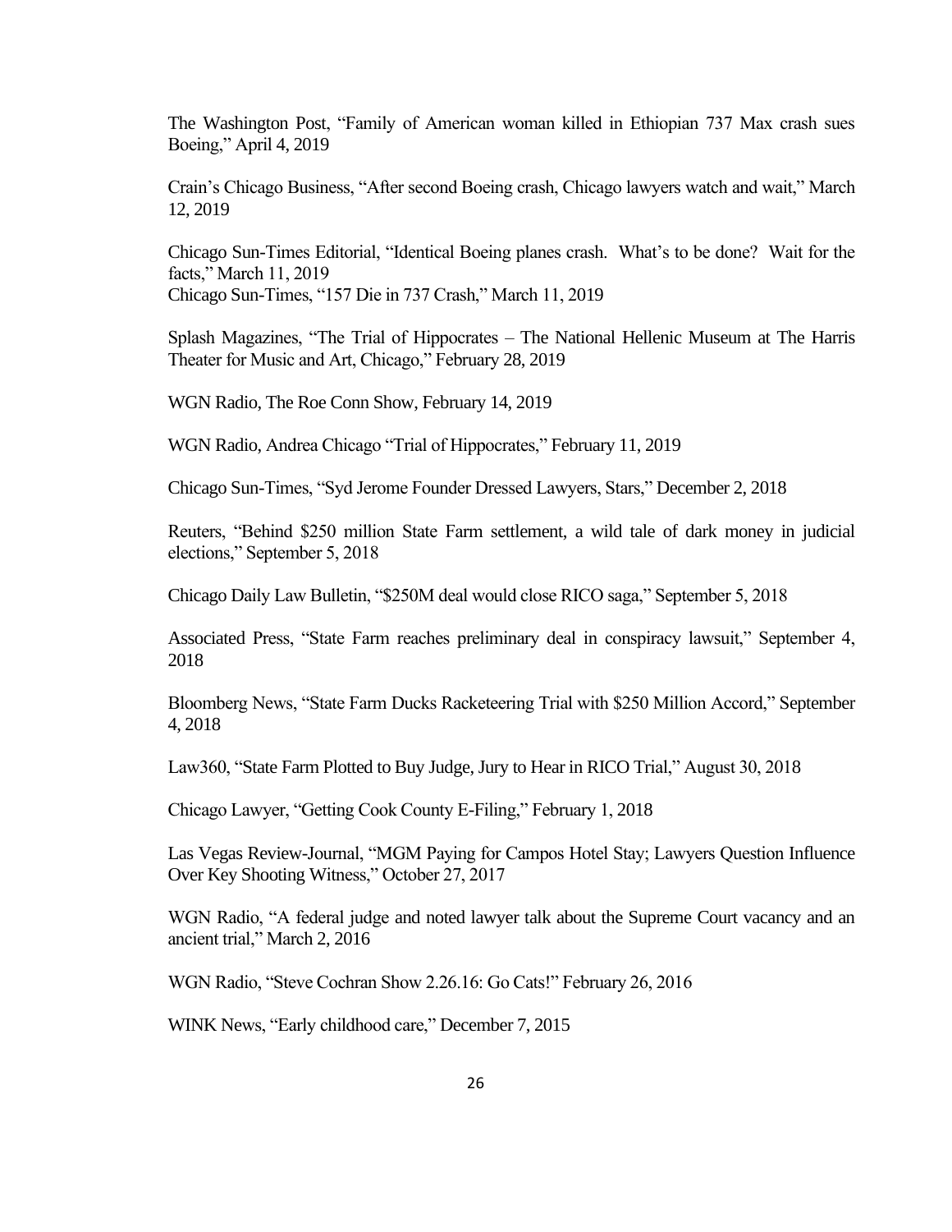The Washington Post, "Family of American woman killed in Ethiopian 737 Max crash sues Boeing," April 4, 2019

Crain's Chicago Business, "After second Boeing crash, Chicago lawyers watch and wait," March 12, 2019

Chicago Sun-Times Editorial, "Identical Boeing planes crash. What's to be done? Wait for the facts," March 11, 2019
Chicago Sun-Times, "157 Die in 737 Crash," March 11, 2019

Splash Magazines, "The Trial of Hippocrates – The National Hellenic Museum at The Harris Theater for Music and Art, Chicago," February 28, 2019

WGN Radio, The Roe Conn Show, February 14, 2019

WGN Radio, Andrea Chicago "Trial of Hippocrates," February 11, 2019

Chicago Sun-Times, "Syd Jerome Founder Dressed Lawyers, Stars," December 2, 2018

Reuters, "Behind $250 million State Farm settlement, a wild tale of dark money in judicial elections," September 5, 2018

Chicago Daily Law Bulletin, "$250M deal would close RICO saga," September 5, 2018

Associated Press, "State Farm reaches preliminary deal in conspiracy lawsuit," September 4, 2018

Bloomberg News, "State Farm Ducks Racketeering Trial with $250 Million Accord," September 4, 2018

Law360, "State Farm Plotted to Buy Judge, Jury to Hear in RICO Trial," August 30, 2018

Chicago Lawyer, "Getting Cook County E-Filing," February 1, 2018

Las Vegas Review-Journal, "MGM Paying for Campos Hotel Stay; Lawyers Question Influence Over Key Shooting Witness," October 27, 2017

WGN Radio, "A federal judge and noted lawyer talk about the Supreme Court vacancy and an ancient trial," March 2, 2016

WGN Radio, "Steve Cochran Show 2.26.16: Go Cats!" February 26, 2016

WINK News, "Early childhood care," December 7, 2015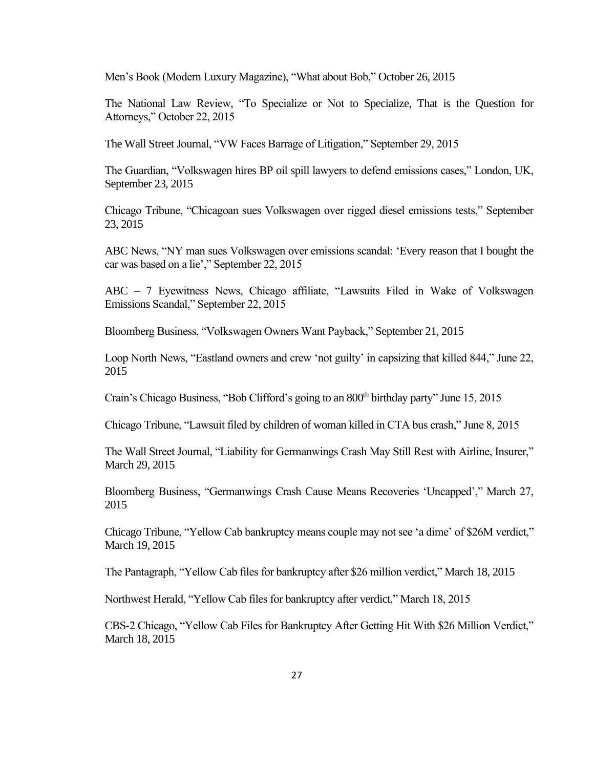Men's Book (Modern Luxury Magazine), "What about Bob," October 26, 2015

The National Law Review, "To Specialize or Not to Specialize, That is the Question for Attorneys," October 22, 2015

The Wall Street Journal, "VW Faces Barrage of Litigation," September 29, 2015

The Guardian, "Volkswagen hires BP oil spill lawyers to defend emissions cases," London, UK, September 23, 2015

Chicago Tribune, "Chicagoan sues Volkswagen over rigged diesel emissions tests," September 23, 2015

ABC News, "NY man sues Volkswagen over emissions scandal: 'Every reason that I bought the car was based on a lie'," September 22, 2015

ABC – 7 Eyewitness News, Chicago affiliate, "Lawsuits Filed in Wake of Volkswagen Emissions Scandal," September 22, 2015

Bloomberg Business, "Volkswagen Owners Want Payback," September 21, 2015

Loop North News, "Eastland owners and crew 'not guilty' in capsizing that killed 844," June 22, 2015

Crain's Chicago Business, "Bob Clifford's going to an 800th birthday party" June 15, 2015

Chicago Tribune, "Lawsuit filed by children of woman killed in CTA bus crash," June 8, 2015

The Wall Street Journal, "Liability for Germanwings Crash May Still Rest with Airline, Insurer," March 29, 2015

Bloomberg Business, "Germanwings Crash Cause Means Recoveries 'Uncapped'," March 27, 2015

Chicago Tribune, "Yellow Cab bankruptcy means couple may not see 'a dime' of $26M verdict," March 19, 2015

The Pantagraph, "Yellow Cab files for bankruptcy after $26 million verdict," March 18, 2015

Northwest Herald, "Yellow Cab files for bankruptcy after verdict," March 18, 2015

CBS-2 Chicago, "Yellow Cab Files for Bankruptcy After Getting Hit With $26 Million Verdict," March 18, 2015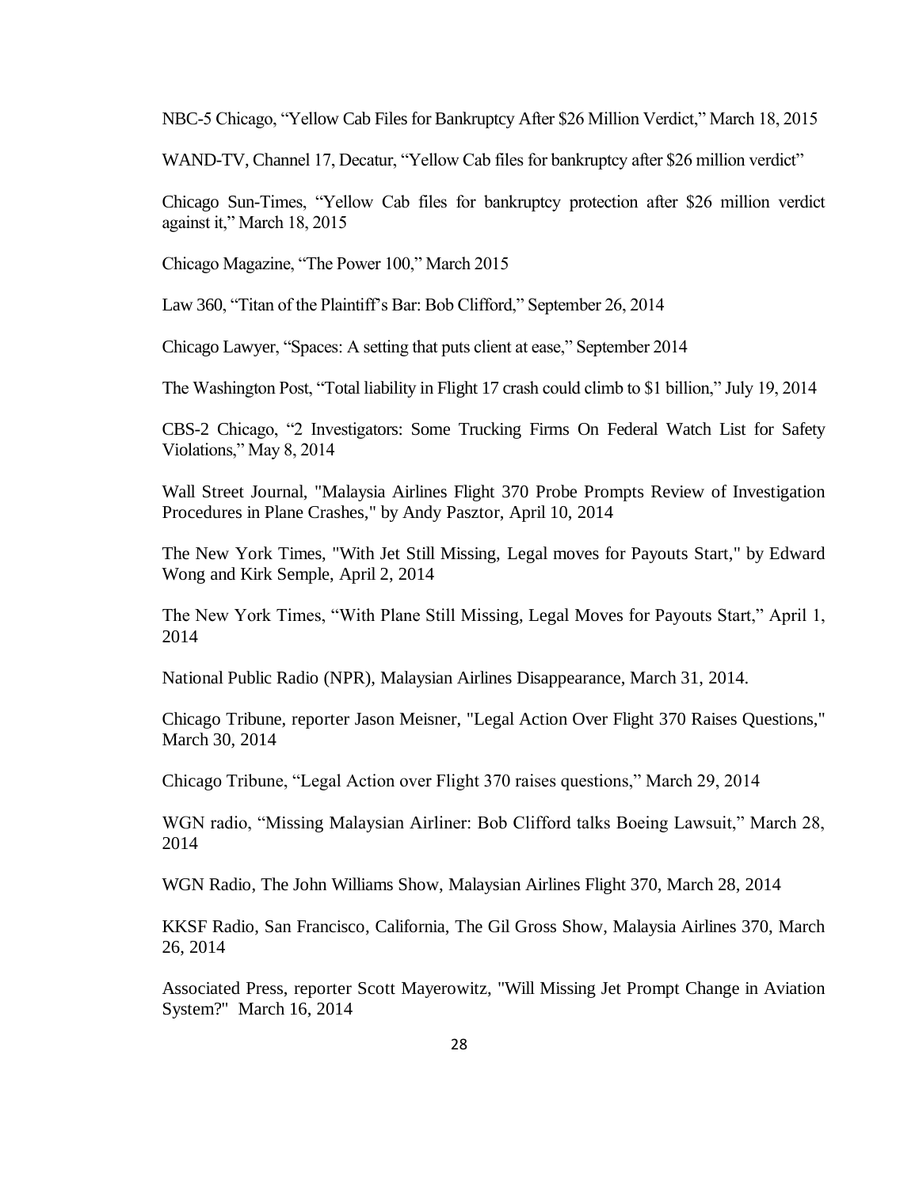NBC-5 Chicago, “Yellow Cab Files for Bankruptcy After $26 Million Verdict,” March 18, 2015

WAND-TV, Channel 17, Decatur, “Yellow Cab files for bankruptcy after $26 million verdict”

Chicago Sun-Times, “Yellow Cab files for bankruptcy protection after $26 million verdict against it,” March 18, 2015

Chicago Magazine, “The Power 100,” March 2015

Law 360, “Titan of the Plaintiff’s Bar: Bob Clifford,” September 26, 2014

Chicago Lawyer, “Spaces: A setting that puts client at ease,” September 2014

The Washington Post, “Total liability in Flight 17 crash could climb to $1 billion,” July 19, 2014

CBS-2 Chicago, “2 Investigators: Some Trucking Firms On Federal Watch List for Safety Violations,” May 8, 2014

Wall Street Journal, "Malaysia Airlines Flight 370 Probe Prompts Review of Investigation Procedures in Plane Crashes," by Andy Pasztor, April 10, 2014

The New York Times, "With Jet Still Missing, Legal moves for Payouts Start," by Edward Wong and Kirk Semple, April 2, 2014

The New York Times, “With Plane Still Missing, Legal Moves for Payouts Start,” April 1, 2014

National Public Radio (NPR), Malaysian Airlines Disappearance, March 31, 2014.

Chicago Tribune, reporter Jason Meisner, "Legal Action Over Flight 370 Raises Questions," March 30, 2014

Chicago Tribune, “Legal Action over Flight 370 raises questions,” March 29, 2014

WGN radio, “Missing Malaysian Airliner: Bob Clifford talks Boeing Lawsuit,” March 28, 2014

WGN Radio, The John Williams Show, Malaysian Airlines Flight 370, March 28, 2014

KKSF Radio, San Francisco, California, The Gil Gross Show, Malaysia Airlines 370, March 26, 2014

Associated Press, reporter Scott Mayerowitz, "Will Missing Jet Prompt Change in Aviation System?" March 16, 2014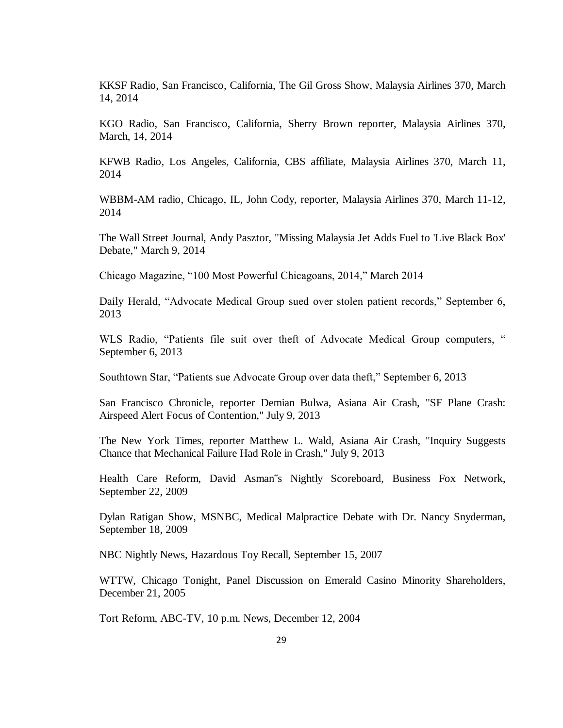KKSF Radio, San Francisco, California, The Gil Gross Show, Malaysia Airlines 370, March 14, 2014

KGO Radio, San Francisco, California, Sherry Brown reporter, Malaysia Airlines 370, March, 14, 2014

KFWB Radio, Los Angeles, California, CBS affiliate, Malaysia Airlines 370, March 11, 2014

WBBM-AM radio, Chicago, IL, John Cody, reporter, Malaysia Airlines 370, March 11-12, 2014

The Wall Street Journal, Andy Pasztor, "Missing Malaysia Jet Adds Fuel to 'Live Black Box' Debate," March 9, 2014

Chicago Magazine, "100 Most Powerful Chicagoans, 2014," March 2014

Daily Herald, "Advocate Medical Group sued over stolen patient records," September 6, 2013

WLS Radio, "Patients file suit over theft of Advocate Medical Group computers, " September 6, 2013

Southtown Star, "Patients sue Advocate Group over data theft," September 6, 2013

San Francisco Chronicle, reporter Demian Bulwa, Asiana Air Crash, "SF Plane Crash: Airspeed Alert Focus of Contention," July 9, 2013

The New York Times, reporter Matthew L. Wald, Asiana Air Crash, "Inquiry Suggests Chance that Mechanical Failure Had Role in Crash," July 9, 2013

Health Care Reform, David Asman�"s Nightly Scoreboard, Business Fox Network, September 22, 2009

Dylan Ratigan Show, MSNBC, Medical Malpractice Debate with Dr. Nancy Snyderman, September 18, 2009

NBC Nightly News, Hazardous Toy Recall, September 15, 2007

WTTW, Chicago Tonight, Panel Discussion on Emerald Casino Minority Shareholders, December 21, 2005

Tort Reform, ABC-TV, 10 p.m. News, December 12, 2004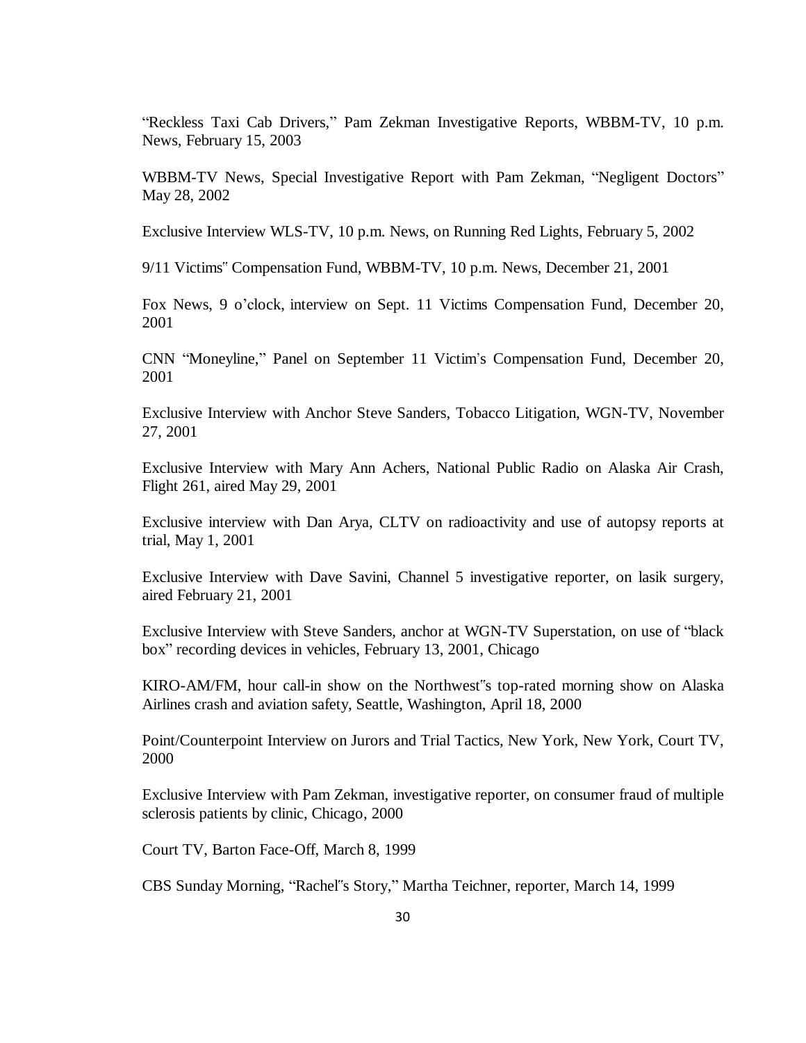"Reckless Taxi Cab Drivers," Pam Zekman Investigative Reports, WBBM-TV, 10 p.m. News, February 15, 2003

WBBM-TV News, Special Investigative Report with Pam Zekman, "Negligent Doctors" May 28, 2002

Exclusive Interview WLS-TV, 10 p.m. News, on Running Red Lights, February 5, 2002

9/11 Victims" Compensation Fund, WBBM-TV, 10 p.m. News, December 21, 2001

Fox News, 9 o'clock, interview on Sept. 11 Victims Compensation Fund, December 20, 2001

CNN "Moneyline," Panel on September 11 Victim's Compensation Fund, December 20, 2001

Exclusive Interview with Anchor Steve Sanders, Tobacco Litigation, WGN-TV, November 27, 2001

Exclusive Interview with Mary Ann Achers, National Public Radio on Alaska Air Crash, Flight 261, aired May 29, 2001

Exclusive interview with Dan Arya, CLTV on radioactivity and use of autopsy reports at trial, May 1, 2001

Exclusive Interview with Dave Savini, Channel 5 investigative reporter, on lasik surgery, aired February 21, 2001

Exclusive Interview with Steve Sanders, anchor at WGN-TV Superstation, on use of "black box" recording devices in vehicles, February 13, 2001, Chicago

KIRO-AM/FM, hour call-in show on the Northwest"s top-rated morning show on Alaska Airlines crash and aviation safety, Seattle, Washington, April 18, 2000

Point/Counterpoint Interview on Jurors and Trial Tactics, New York, New York, Court TV, 2000

Exclusive Interview with Pam Zekman, investigative reporter, on consumer fraud of multiple sclerosis patients by clinic, Chicago, 2000

Court TV, Barton Face-Off, March 8, 1999

CBS Sunday Morning, "Rachel"s Story," Martha Teichner, reporter, March 14, 1999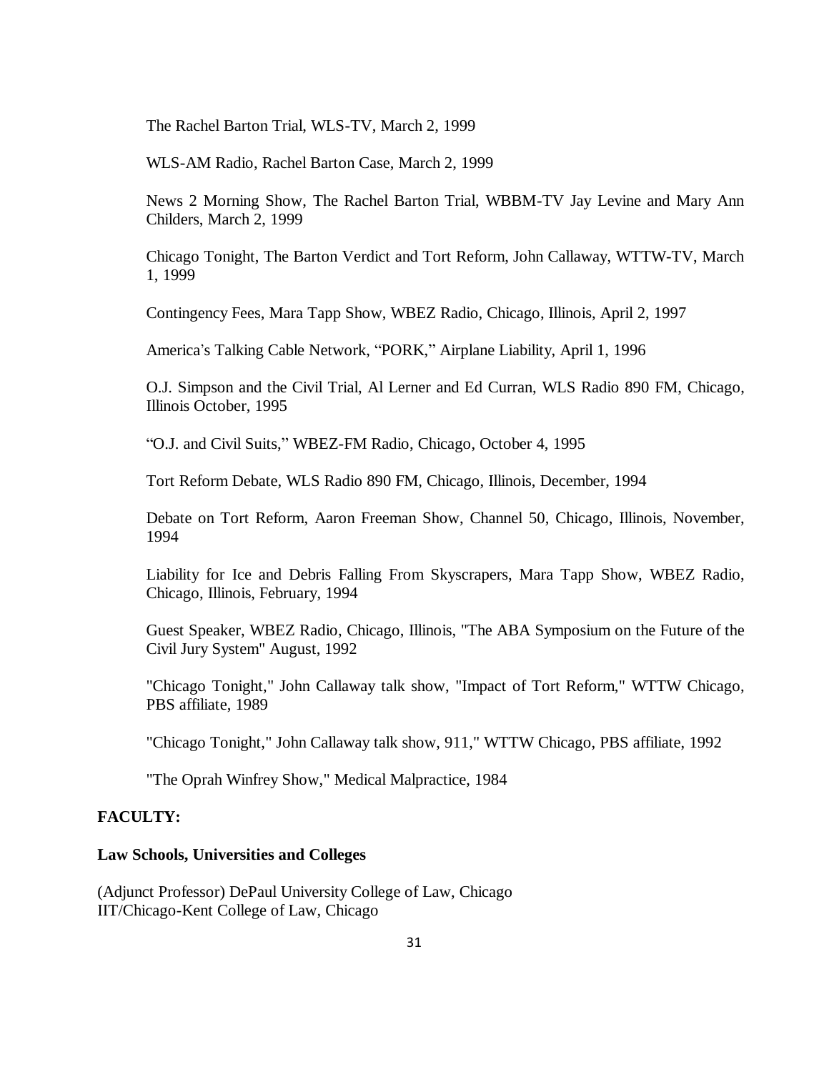The Rachel Barton Trial, WLS-TV, March 2, 1999

WLS-AM Radio, Rachel Barton Case, March 2, 1999

News 2 Morning Show, The Rachel Barton Trial, WBBM-TV Jay Levine and Mary Ann Childers, March 2, 1999

Chicago Tonight, The Barton Verdict and Tort Reform, John Callaway, WTTW-TV, March 1, 1999

Contingency Fees, Mara Tapp Show, WBEZ Radio, Chicago, Illinois, April 2, 1997

America's Talking Cable Network, "PORK," Airplane Liability, April 1, 1996

O.J. Simpson and the Civil Trial, Al Lerner and Ed Curran, WLS Radio 890 FM, Chicago, Illinois October, 1995

"O.J. and Civil Suits," WBEZ-FM Radio, Chicago, October 4, 1995

Tort Reform Debate, WLS Radio 890 FM, Chicago, Illinois, December, 1994

Debate on Tort Reform, Aaron Freeman Show, Channel 50, Chicago, Illinois, November, 1994

Liability for Ice and Debris Falling From Skyscrapers, Mara Tapp Show, WBEZ Radio, Chicago, Illinois, February, 1994

Guest Speaker, WBEZ Radio, Chicago, Illinois, "The ABA Symposium on the Future of the Civil Jury System" August, 1992

"Chicago Tonight," John Callaway talk show, "Impact of Tort Reform," WTTW Chicago, PBS affiliate, 1989

"Chicago Tonight," John Callaway talk show, 911," WTTW Chicago, PBS affiliate, 1992

"The Oprah Winfrey Show," Medical Malpractice, 1984

**FACULTY:**

**Law Schools, Universities and Colleges**

(Adjunct Professor) DePaul University College of Law, Chicago
IIT/Chicago-Kent College of Law, Chicago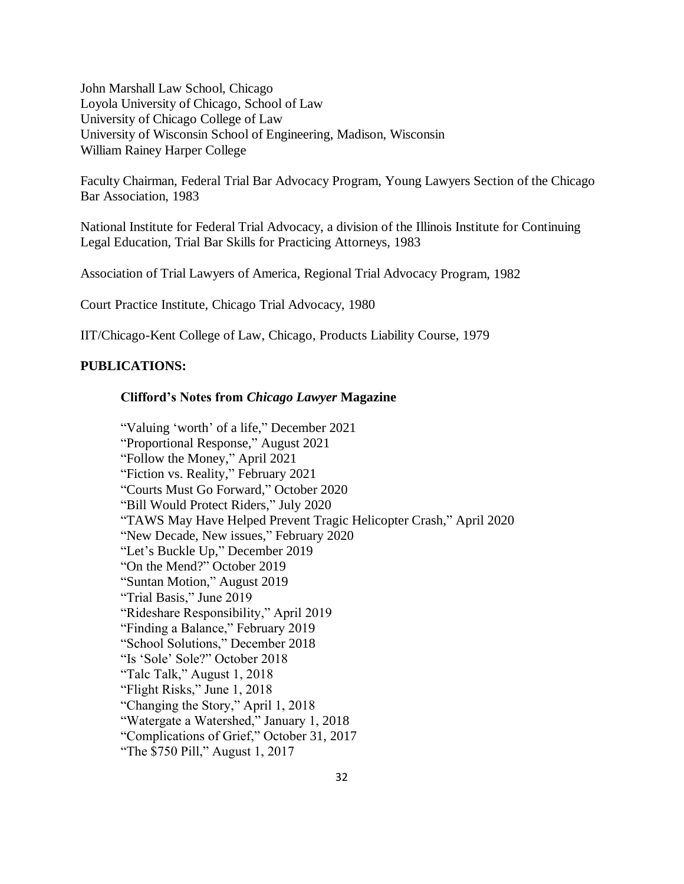John Marshall Law School, Chicago
Loyola University of Chicago, School of Law
University of Chicago College of Law
University of Wisconsin School of Engineering, Madison, Wisconsin
William Rainey Harper College

Faculty Chairman, Federal Trial Bar Advocacy Program, Young Lawyers Section of the Chicago Bar Association, 1983

National Institute for Federal Trial Advocacy, a division of the Illinois Institute for Continuing Legal Education, Trial Bar Skills for Practicing Attorneys, 1983

Association of Trial Lawyers of America, Regional Trial Advocacy Program, 1982

Court Practice Institute, Chicago Trial Advocacy, 1980

IIT/Chicago-Kent College of Law, Chicago, Products Liability Course, 1979

**PUBLICATIONS:**

**Clifford's Notes from *Chicago Lawyer* Magazine**

"Valuing 'worth' of a life," December 2021
"Proportional Response," August 2021
"Follow the Money," April 2021
"Fiction vs. Reality," February 2021
"Courts Must Go Forward," October 2020
"Bill Would Protect Riders," July 2020
"TAWS May Have Helped Prevent Tragic Helicopter Crash," April 2020
"New Decade, New issues," February 2020
"Let's Buckle Up," December 2019
"On the Mend?" October 2019
"Suntan Motion," August 2019
"Trial Basis," June 2019
"Rideshare Responsibility," April 2019
"Finding a Balance," February 2019
"School Solutions," December 2018
"Is 'Sole' Sole?" October 2018
"Talc Talk," August 1, 2018
"Flight Risks," June 1, 2018
"Changing the Story," April 1, 2018
"Watergate a Watershed," January 1, 2018
"Complications of Grief," October 31, 2017
"The $750 Pill," August 1, 2017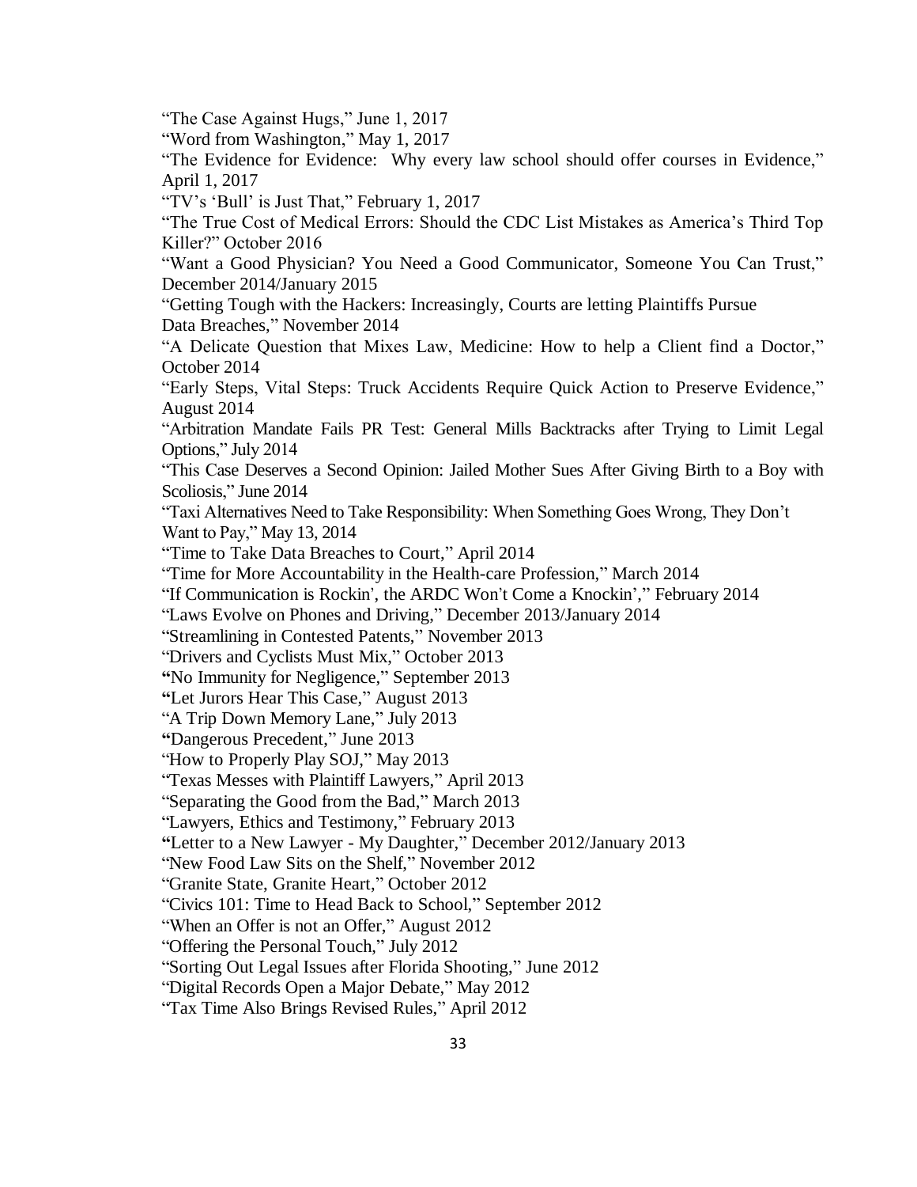"The Case Against Hugs," June 1, 2017

"Word from Washington," May 1, 2017

"The Evidence for Evidence: Why every law school should offer courses in Evidence," April 1, 2017

"TV's 'Bull' is Just That," February 1, 2017

"The True Cost of Medical Errors: Should the CDC List Mistakes as America's Third Top Killer?" October 2016

"Want a Good Physician? You Need a Good Communicator, Someone You Can Trust," December 2014/January 2015

"Getting Tough with the Hackers: Increasingly, Courts are letting Plaintiffs Pursue Data Breaches," November 2014

"A Delicate Question that Mixes Law, Medicine: How to help a Client find a Doctor," October 2014

"Early Steps, Vital Steps: Truck Accidents Require Quick Action to Preserve Evidence," August 2014

"Arbitration Mandate Fails PR Test: General Mills Backtracks after Trying to Limit Legal Options," July 2014

"This Case Deserves a Second Opinion: Jailed Mother Sues After Giving Birth to a Boy with Scoliosis," June 2014

"Taxi Alternatives Need to Take Responsibility: When Something Goes Wrong, They Don't Want to Pay," May 13, 2014

"Time to Take Data Breaches to Court," April 2014

"Time for More Accountability in the Health-care Profession," March 2014

"If Communication is Rockin', the ARDC Won't Come a Knockin'," February 2014

"Laws Evolve on Phones and Driving," December 2013/January 2014

"Streamlining in Contested Patents," November 2013

"Drivers and Cyclists Must Mix," October 2013

"No Immunity for Negligence," September 2013

"Let Jurors Hear This Case," August 2013

"A Trip Down Memory Lane," July 2013

"Dangerous Precedent," June 2013

"How to Properly Play SOJ," May 2013

"Texas Messes with Plaintiff Lawyers," April 2013

"Separating the Good from the Bad," March 2013

"Lawyers, Ethics and Testimony," February 2013

"Letter to a New Lawyer - My Daughter," December 2012/January 2013

"New Food Law Sits on the Shelf," November 2012

"Granite State, Granite Heart," October 2012

"Civics 101: Time to Head Back to School," September 2012

"When an Offer is not an Offer," August 2012

"Offering the Personal Touch," July 2012

"Sorting Out Legal Issues after Florida Shooting," June 2012

"Digital Records Open a Major Debate," May 2012

"Tax Time Also Brings Revised Rules," April 2012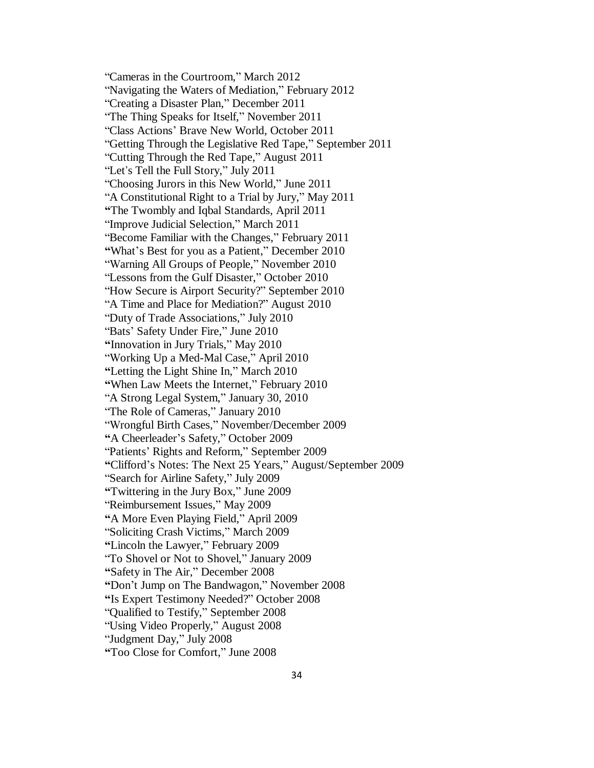"Cameras in the Courtroom," March 2012
"Navigating the Waters of Mediation," February 2012
"Creating a Disaster Plan," December 2011
"The Thing Speaks for Itself," November 2011
"Class Actions' Brave New World, October 2011
"Getting Through the Legislative Red Tape," September 2011
"Cutting Through the Red Tape," August 2011
"Let's Tell the Full Story," July 2011
"Choosing Jurors in this New World," June 2011
"A Constitutional Right to a Trial by Jury," May 2011
"The Twombly and Iqbal Standards, April 2011
"Improve Judicial Selection," March 2011
"Become Familiar with the Changes," February 2011
"What's Best for you as a Patient," December 2010
"Warning All Groups of People," November 2010
"Lessons from the Gulf Disaster," October 2010
"How Secure is Airport Security?" September 2010
"A Time and Place for Mediation?" August 2010
"Duty of Trade Associations," July 2010
"Bats' Safety Under Fire," June 2010
"Innovation in Jury Trials," May 2010
"Working Up a Med-Mal Case," April 2010
"Letting the Light Shine In," March 2010
"When Law Meets the Internet," February 2010
"A Strong Legal System," January 30, 2010
"The Role of Cameras," January 2010
"Wrongful Birth Cases," November/December 2009
"A Cheerleader's Safety," October 2009
"Patients' Rights and Reform," September 2009
"Clifford's Notes: The Next 25 Years," August/September 2009
"Search for Airline Safety," July 2009
"Twittering in the Jury Box," June 2009
"Reimbursement Issues," May 2009
"A More Even Playing Field," April 2009
"Soliciting Crash Victims," March 2009
"Lincoln the Lawyer," February 2009
"To Shovel or Not to Shovel," January 2009
"Safety in The Air," December 2008
"Don't Jump on The Bandwagon," November 2008
"Is Expert Testimony Needed?" October 2008
"Qualified to Testify," September 2008
"Using Video Properly," August 2008
"Judgment Day," July 2008
"Too Close for Comfort," June 2008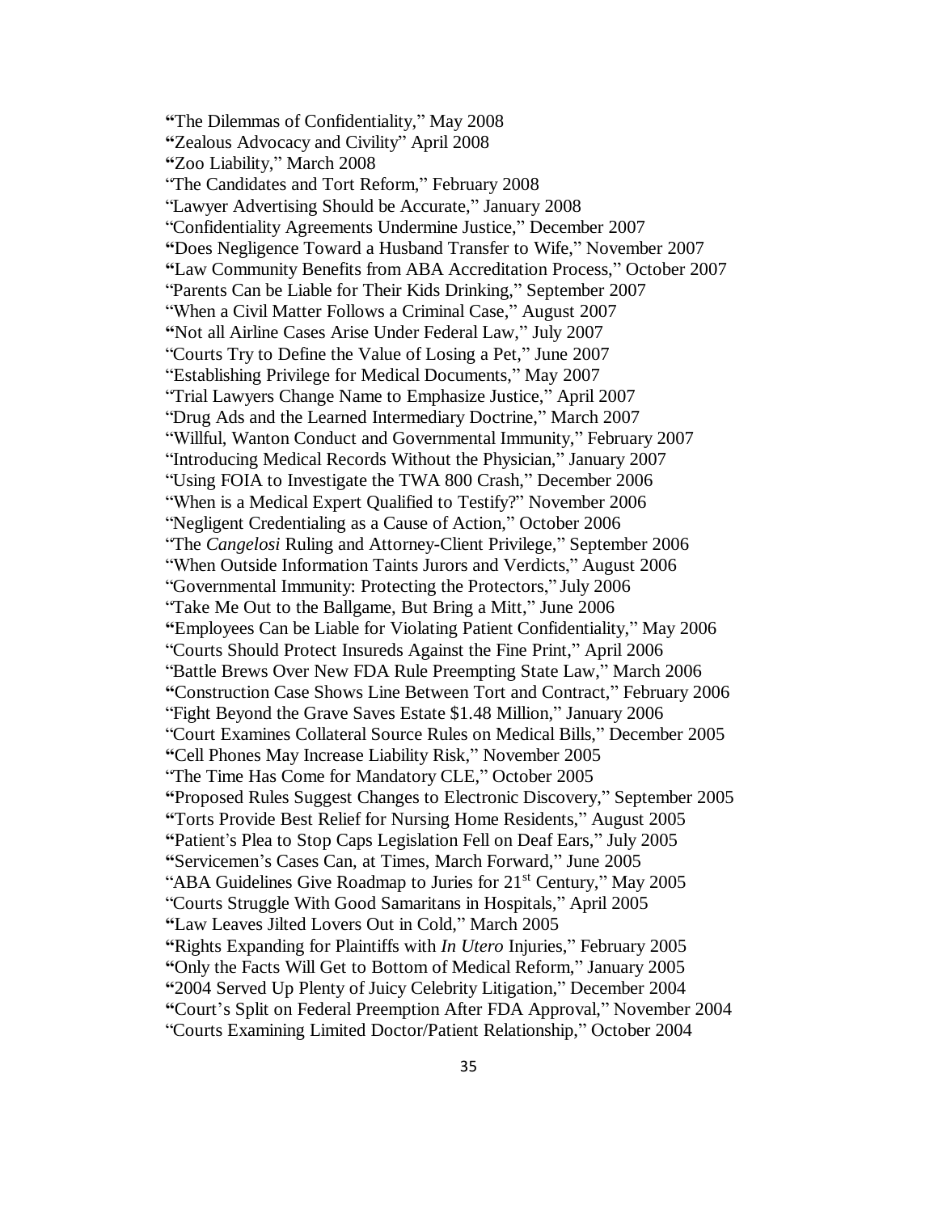"The Dilemmas of Confidentiality," May 2008

"Zealous Advocacy and Civility" April 2008

"Zoo Liability," March 2008

"The Candidates and Tort Reform," February 2008

"Lawyer Advertising Should be Accurate," January 2008

"Confidentiality Agreements Undermine Justice," December 2007

"Does Negligence Toward a Husband Transfer to Wife," November 2007

"Law Community Benefits from ABA Accreditation Process," October 2007

"Parents Can be Liable for Their Kids Drinking," September 2007

"When a Civil Matter Follows a Criminal Case," August 2007

"Not all Airline Cases Arise Under Federal Law," July 2007

"Courts Try to Define the Value of Losing a Pet," June 2007

"Establishing Privilege for Medical Documents," May 2007

"Trial Lawyers Change Name to Emphasize Justice," April 2007

"Drug Ads and the Learned Intermediary Doctrine," March 2007

"Willful, Wanton Conduct and Governmental Immunity," February 2007

"Introducing Medical Records Without the Physician," January 2007

"Using FOIA to Investigate the TWA 800 Crash," December 2006

"When is a Medical Expert Qualified to Testify?" November 2006

"Negligent Credentialing as a Cause of Action," October 2006

"The *Cangelosi* Ruling and Attorney-Client Privilege," September 2006

"When Outside Information Taints Jurors and Verdicts," August 2006

"Governmental Immunity: Protecting the Protectors," July 2006

"Take Me Out to the Ballgame, But Bring a Mitt," June 2006

"Employees Can be Liable for Violating Patient Confidentiality," May 2006

"Courts Should Protect Insureds Against the Fine Print," April 2006

"Battle Brews Over New FDA Rule Preempting State Law," March 2006

"Construction Case Shows Line Between Tort and Contract," February 2006

"Fight Beyond the Grave Saves Estate $1.48 Million," January 2006

"Court Examines Collateral Source Rules on Medical Bills," December 2005

"Cell Phones May Increase Liability Risk," November 2005

"The Time Has Come for Mandatory CLE," October 2005

"Proposed Rules Suggest Changes to Electronic Discovery," September 2005

"Torts Provide Best Relief for Nursing Home Residents," August 2005

"Patient's Plea to Stop Caps Legislation Fell on Deaf Ears," July 2005

"Servicemen's Cases Can, at Times, March Forward," June 2005

"ABA Guidelines Give Roadmap to Juries for 21st Century," May 2005

"Courts Struggle With Good Samaritans in Hospitals," April 2005

"Law Leaves Jilted Lovers Out in Cold," March 2005

"Rights Expanding for Plaintiffs with *In Utero* Injuries," February 2005

"Only the Facts Will Get to Bottom of Medical Reform," January 2005

"2004 Served Up Plenty of Juicy Celebrity Litigation," December 2004

"Court's Split on Federal Preemption After FDA Approval," November 2004

"Courts Examining Limited Doctor/Patient Relationship," October 2004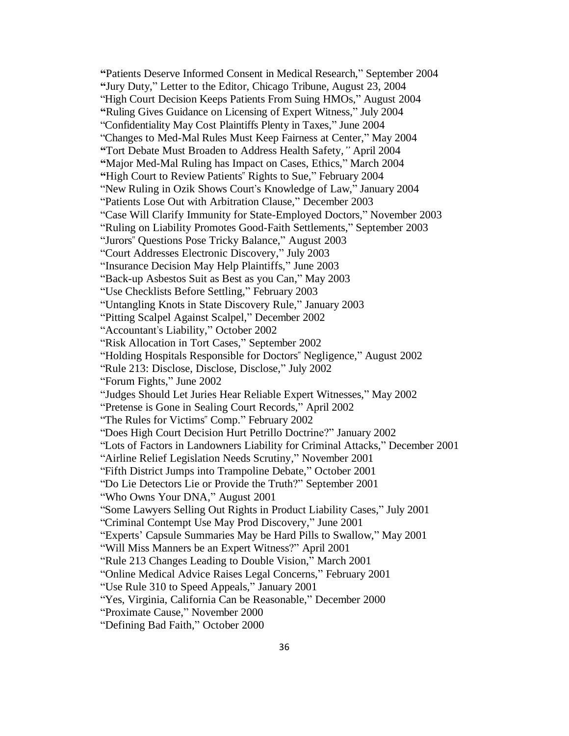"Patients Deserve Informed Consent in Medical Research," September 2004
"Jury Duty," Letter to the Editor, Chicago Tribune, August 23, 2004
"High Court Decision Keeps Patients From Suing HMOs," August 2004
"Ruling Gives Guidance on Licensing of Expert Witness," July 2004
"Confidentiality May Cost Plaintiffs Plenty in Taxes," June 2004
"Changes to Med-Mal Rules Must Keep Fairness at Center," May 2004
"Tort Debate Must Broaden to Address Health Safety," April 2004
"Major Med-Mal Ruling has Impact on Cases, Ethics," March 2004
"High Court to Review Patients" Rights to Sue," February 2004
"New Ruling in Ozik Shows Court's Knowledge of Law," January 2004
"Patients Lose Out with Arbitration Clause," December 2003
"Case Will Clarify Immunity for State-Employed Doctors," November 2003
"Ruling on Liability Promotes Good-Faith Settlements," September 2003
"Jurors" Questions Pose Tricky Balance," August 2003
"Court Addresses Electronic Discovery," July 2003
"Insurance Decision May Help Plaintiffs," June 2003
"Back-up Asbestos Suit as Best as you Can," May 2003
"Use Checklists Before Settling," February 2003
"Untangling Knots in State Discovery Rule," January 2003
"Pitting Scalpel Against Scalpel," December 2002
"Accountant's Liability," October 2002
"Risk Allocation in Tort Cases," September 2002
"Holding Hospitals Responsible for Doctors" Negligence," August 2002
"Rule 213: Disclose, Disclose, Disclose," July 2002
"Forum Fights," June 2002
"Judges Should Let Juries Hear Reliable Expert Witnesses," May 2002
"Pretense is Gone in Sealing Court Records," April 2002
"The Rules for Victims" Comp." February 2002
"Does High Court Decision Hurt Petrillo Doctrine?" January 2002
"Lots of Factors in Landowners Liability for Criminal Attacks," December 2001
"Airline Relief Legislation Needs Scrutiny," November 2001
"Fifth District Jumps into Trampoline Debate," October 2001
"Do Lie Detectors Lie or Provide the Truth?" September 2001
"Who Owns Your DNA," August 2001
"Some Lawyers Selling Out Rights in Product Liability Cases," July 2001
"Criminal Contempt Use May Prod Discovery," June 2001
"Experts' Capsule Summaries May be Hard Pills to Swallow," May 2001
"Will Miss Manners be an Expert Witness?" April 2001
"Rule 213 Changes Leading to Double Vision," March 2001
"Online Medical Advice Raises Legal Concerns," February 2001
"Use Rule 310 to Speed Appeals," January 2001
"Yes, Virginia, California Can be Reasonable," December 2000
"Proximate Cause," November 2000
"Defining Bad Faith," October 2000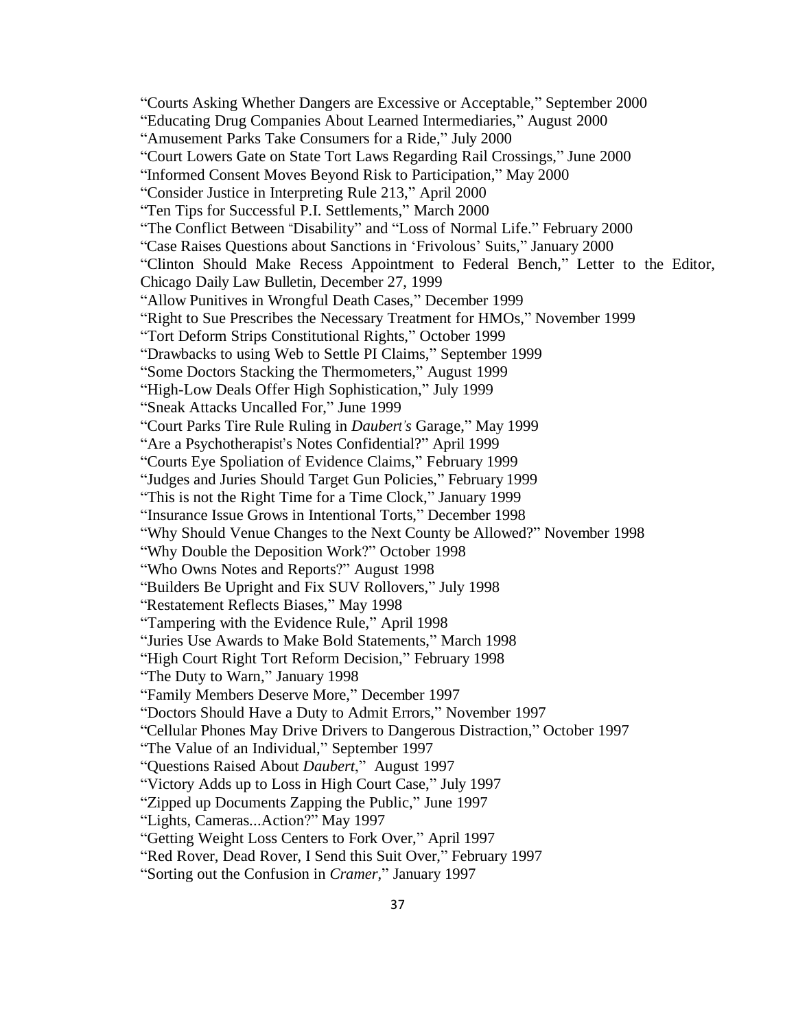"Courts Asking Whether Dangers are Excessive or Acceptable," September 2000
"Educating Drug Companies About Learned Intermediaries," August 2000
"Amusement Parks Take Consumers for a Ride," July 2000
"Court Lowers Gate on State Tort Laws Regarding Rail Crossings," June 2000
"Informed Consent Moves Beyond Risk to Participation," May 2000
"Consider Justice in Interpreting Rule 213," April 2000
"Ten Tips for Successful P.I. Settlements," March 2000
"The Conflict Between "Disability" and "Loss of Normal Life." February 2000
"Case Raises Questions about Sanctions in 'Frivolous' Suits," January 2000
"Clinton Should Make Recess Appointment to Federal Bench," Letter to the Editor, Chicago Daily Law Bulletin, December 27, 1999
"Allow Punitives in Wrongful Death Cases," December 1999
"Right to Sue Prescribes the Necessary Treatment for HMOs," November 1999
"Tort Deform Strips Constitutional Rights," October 1999
"Drawbacks to using Web to Settle PI Claims," September 1999
"Some Doctors Stacking the Thermometers," August 1999
"High-Low Deals Offer High Sophistication," July 1999
"Sneak Attacks Uncalled For," June 1999
"Court Parks Tire Rule Ruling in *Daubert's* Garage," May 1999
"Are a Psychotherapist's Notes Confidential?" April 1999
"Courts Eye Spoliation of Evidence Claims," February 1999
"Judges and Juries Should Target Gun Policies," February 1999
"This is not the Right Time for a Time Clock," January 1999
"Insurance Issue Grows in Intentional Torts," December 1998
"Why Should Venue Changes to the Next County be Allowed?" November 1998
"Why Double the Deposition Work?" October 1998
"Who Owns Notes and Reports?" August 1998
"Builders Be Upright and Fix SUV Rollovers," July 1998
"Restatement Reflects Biases," May 1998
"Tampering with the Evidence Rule," April 1998
"Juries Use Awards to Make Bold Statements," March 1998
"High Court Right Tort Reform Decision," February 1998
"The Duty to Warn," January 1998
"Family Members Deserve More," December 1997
"Doctors Should Have a Duty to Admit Errors," November 1997
"Cellular Phones May Drive Drivers to Dangerous Distraction," October 1997
"The Value of an Individual," September 1997
"Questions Raised About *Daubert*," August 1997
"Victory Adds up to Loss in High Court Case," July 1997
"Zipped up Documents Zapping the Public," June 1997
"Lights, Cameras...Action?" May 1997
"Getting Weight Loss Centers to Fork Over," April 1997
"Red Rover, Dead Rover, I Send this Suit Over," February 1997
"Sorting out the Confusion in *Cramer*," January 1997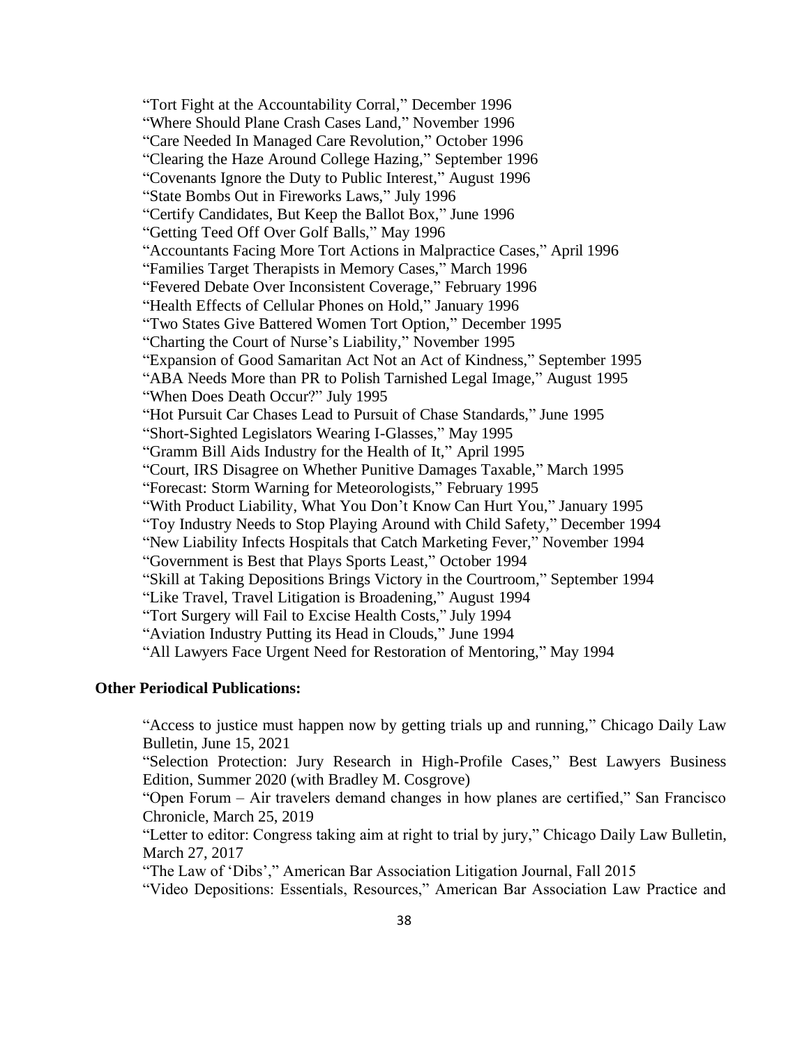"Tort Fight at the Accountability Corral," December 1996
"Where Should Plane Crash Cases Land," November 1996
"Care Needed In Managed Care Revolution," October 1996
"Clearing the Haze Around College Hazing," September 1996
"Covenants Ignore the Duty to Public Interest," August 1996
"State Bombs Out in Fireworks Laws," July 1996
"Certify Candidates, But Keep the Ballot Box," June 1996
"Getting Teed Off Over Golf Balls," May 1996
"Accountants Facing More Tort Actions in Malpractice Cases," April 1996
"Families Target Therapists in Memory Cases," March 1996
"Fevered Debate Over Inconsistent Coverage," February 1996
"Health Effects of Cellular Phones on Hold," January 1996
"Two States Give Battered Women Tort Option," December 1995
"Charting the Court of Nurse's Liability," November 1995
"Expansion of Good Samaritan Act Not an Act of Kindness," September 1995
"ABA Needs More than PR to Polish Tarnished Legal Image," August 1995
"When Does Death Occur?" July 1995
"Hot Pursuit Car Chases Lead to Pursuit of Chase Standards," June 1995
"Short-Sighted Legislators Wearing I-Glasses," May 1995
"Gramm Bill Aids Industry for the Health of It," April 1995
"Court, IRS Disagree on Whether Punitive Damages Taxable," March 1995
"Forecast: Storm Warning for Meteorologists," February 1995
"With Product Liability, What You Don't Know Can Hurt You," January 1995
"Toy Industry Needs to Stop Playing Around with Child Safety," December 1994
"New Liability Infects Hospitals that Catch Marketing Fever," November 1994
"Government is Best that Plays Sports Least," October 1994
"Skill at Taking Depositions Brings Victory in the Courtroom," September 1994
"Like Travel, Travel Litigation is Broadening," August 1994
"Tort Surgery will Fail to Excise Health Costs," July 1994
"Aviation Industry Putting its Head in Clouds," June 1994
"All Lawyers Face Urgent Need for Restoration of Mentoring," May 1994

**Other Periodical Publications:**

"Access to justice must happen now by getting trials up and running," Chicago Daily Law Bulletin, June 15, 2021
"Selection Protection: Jury Research in High-Profile Cases," Best Lawyers Business Edition, Summer 2020 (with Bradley M. Cosgrove)
"Open Forum – Air travelers demand changes in how planes are certified," San Francisco Chronicle, March 25, 2019
"Letter to editor: Congress taking aim at right to trial by jury," Chicago Daily Law Bulletin, March 27, 2017
"The Law of 'Dibs'," American Bar Association Litigation Journal, Fall 2015
"Video Depositions: Essentials, Resources," American Bar Association Law Practice and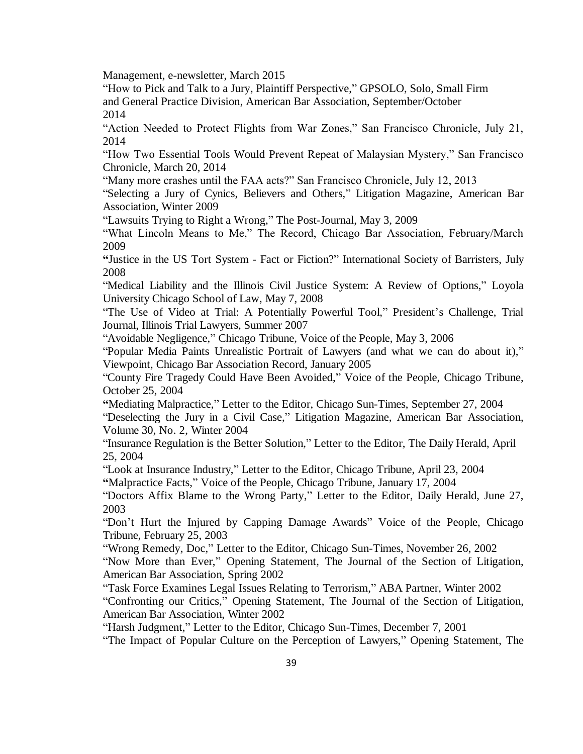Management, e-newsletter, March 2015

"How to Pick and Talk to a Jury, Plaintiff Perspective," GPSOLO, Solo, Small Firm and General Practice Division, American Bar Association, September/October 2014

"Action Needed to Protect Flights from War Zones," San Francisco Chronicle, July 21, 2014

"How Two Essential Tools Would Prevent Repeat of Malaysian Mystery," San Francisco Chronicle, March 20, 2014

"Many more crashes until the FAA acts?" San Francisco Chronicle, July 12, 2013

"Selecting a Jury of Cynics, Believers and Others," Litigation Magazine, American Bar Association, Winter 2009

"Lawsuits Trying to Right a Wrong," The Post-Journal, May 3, 2009

"What Lincoln Means to Me," The Record, Chicago Bar Association, February/March 2009

"Justice in the US Tort System - Fact or Fiction?" International Society of Barristers, July 2008

"Medical Liability and the Illinois Civil Justice System: A Review of Options," Loyola University Chicago School of Law, May 7, 2008

"The Use of Video at Trial: A Potentially Powerful Tool," President's Challenge, Trial Journal, Illinois Trial Lawyers, Summer 2007

"Avoidable Negligence," Chicago Tribune, Voice of the People, May 3, 2006

"Popular Media Paints Unrealistic Portrait of Lawyers (and what we can do about it)," Viewpoint, Chicago Bar Association Record, January 2005

"County Fire Tragedy Could Have Been Avoided," Voice of the People, Chicago Tribune, October 25, 2004

"Mediating Malpractice," Letter to the Editor, Chicago Sun-Times, September 27, 2004

"Deselecting the Jury in a Civil Case," Litigation Magazine, American Bar Association, Volume 30, No. 2, Winter 2004

"Insurance Regulation is the Better Solution," Letter to the Editor, The Daily Herald, April 25, 2004

"Look at Insurance Industry," Letter to the Editor, Chicago Tribune, April 23, 2004

"Malpractice Facts," Voice of the People, Chicago Tribune, January 17, 2004

"Doctors Affix Blame to the Wrong Party," Letter to the Editor, Daily Herald, June 27, 2003

"Don't Hurt the Injured by Capping Damage Awards" Voice of the People, Chicago Tribune, February 25, 2003

"Wrong Remedy, Doc," Letter to the Editor, Chicago Sun-Times, November 26, 2002

"Now More than Ever," Opening Statement, The Journal of the Section of Litigation, American Bar Association, Spring 2002

"Task Force Examines Legal Issues Relating to Terrorism," ABA Partner, Winter 2002

"Confronting our Critics," Opening Statement, The Journal of the Section of Litigation, American Bar Association, Winter 2002

"Harsh Judgment," Letter to the Editor, Chicago Sun-Times, December 7, 2001

"The Impact of Popular Culture on the Perception of Lawyers," Opening Statement, The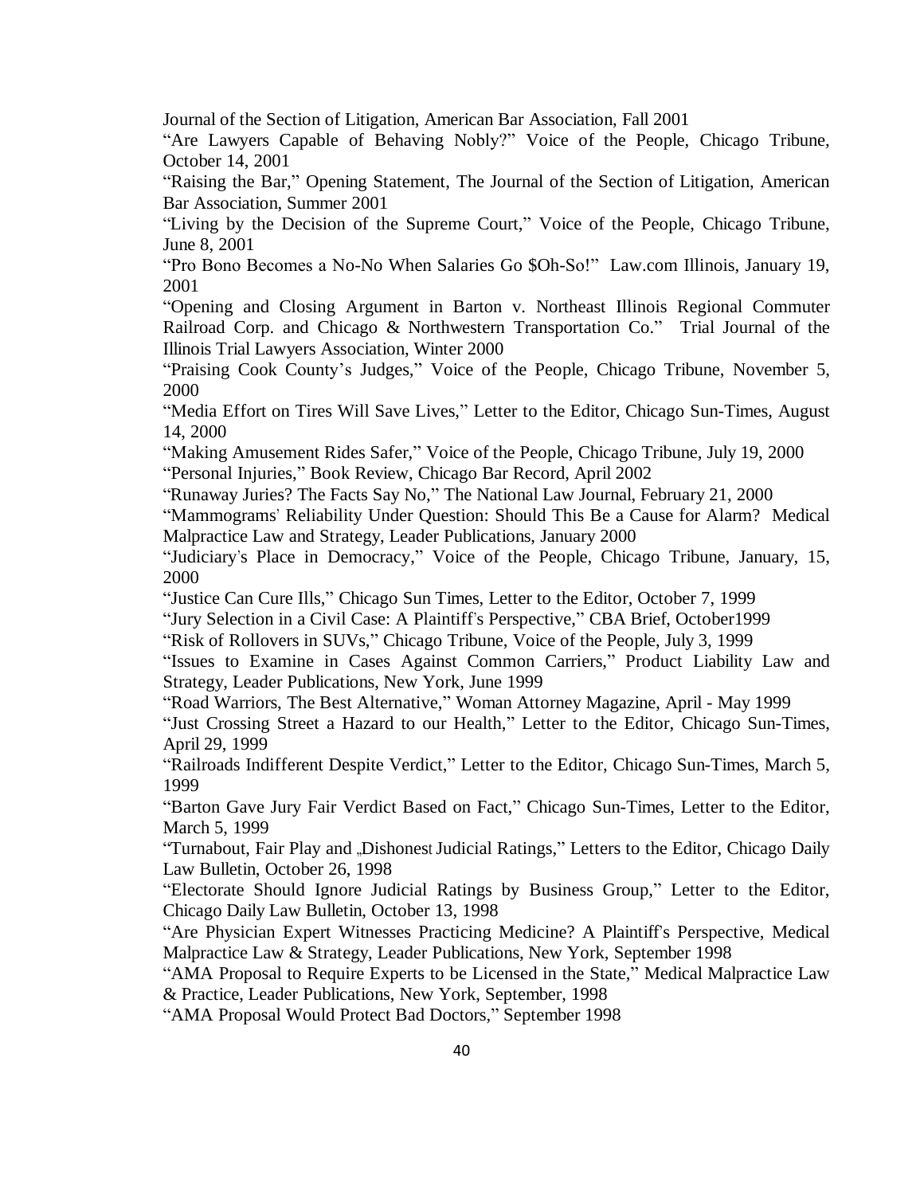Journal of the Section of Litigation, American Bar Association, Fall 2001

"Are Lawyers Capable of Behaving Nobly?" Voice of the People, Chicago Tribune, October 14, 2001

"Raising the Bar," Opening Statement, The Journal of the Section of Litigation, American Bar Association, Summer 2001

"Living by the Decision of the Supreme Court," Voice of the People, Chicago Tribune, June 8, 2001

"Pro Bono Becomes a No-No When Salaries Go $Oh-So!" Law.com Illinois, January 19, 2001

"Opening and Closing Argument in Barton v. Northeast Illinois Regional Commuter Railroad Corp. and Chicago & Northwestern Transportation Co." Trial Journal of the Illinois Trial Lawyers Association, Winter 2000

"Praising Cook County's Judges," Voice of the People, Chicago Tribune, November 5, 2000

"Media Effort on Tires Will Save Lives," Letter to the Editor, Chicago Sun-Times, August 14, 2000

"Making Amusement Rides Safer," Voice of the People, Chicago Tribune, July 19, 2000

"Personal Injuries," Book Review, Chicago Bar Record, April 2002

"Runaway Juries? The Facts Say No," The National Law Journal, February 21, 2000

"Mammograms' Reliability Under Question: Should This Be a Cause for Alarm? Medical Malpractice Law and Strategy, Leader Publications, January 2000

"Judiciary's Place in Democracy," Voice of the People, Chicago Tribune, January, 15, 2000

"Justice Can Cure Ills," Chicago Sun Times, Letter to the Editor, October 7, 1999

"Jury Selection in a Civil Case: A Plaintiff's Perspective," CBA Brief, October1999

"Risk of Rollovers in SUVs," Chicago Tribune, Voice of the People, July 3, 1999

"Issues to Examine in Cases Against Common Carriers," Product Liability Law and Strategy, Leader Publications, New York, June 1999

"Road Warriors, The Best Alternative," Woman Attorney Magazine, April - May 1999

"Just Crossing Street a Hazard to our Health," Letter to the Editor, Chicago Sun-Times, April 29, 1999

"Railroads Indifferent Despite Verdict," Letter to the Editor, Chicago Sun-Times, March 5, 1999

"Barton Gave Jury Fair Verdict Based on Fact," Chicago Sun-Times, Letter to the Editor, March 5, 1999

"Turnabout, Fair Play and „Dishonest Judicial Ratings," Letters to the Editor, Chicago Daily Law Bulletin, October 26, 1998

"Electorate Should Ignore Judicial Ratings by Business Group," Letter to the Editor, Chicago Daily Law Bulletin, October 13, 1998

"Are Physician Expert Witnesses Practicing Medicine? A Plaintiff's Perspective, Medical Malpractice Law & Strategy, Leader Publications, New York, September 1998

"AMA Proposal to Require Experts to be Licensed in the State," Medical Malpractice Law & Practice, Leader Publications, New York, September, 1998

"AMA Proposal Would Protect Bad Doctors," September 1998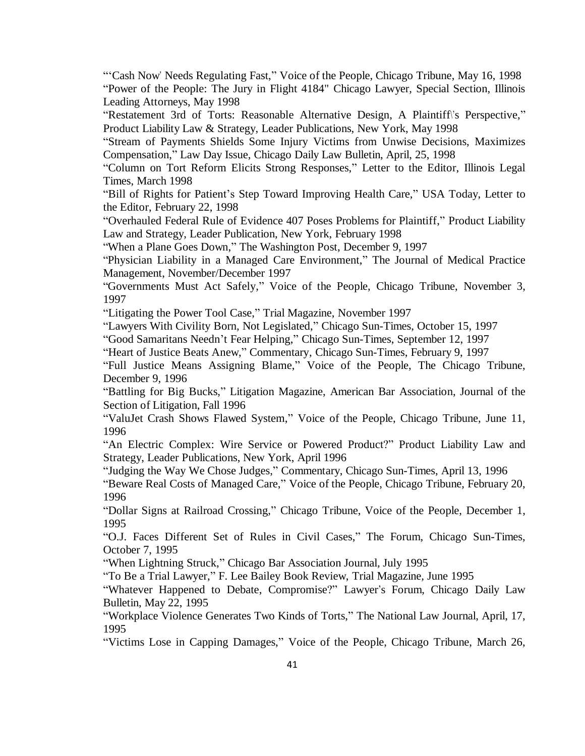"'Cash Now' Needs Regulating Fast," Voice of the People, Chicago Tribune, May 16, 1998

"Power of the People: The Jury in Flight 4184" Chicago Lawyer, Special Section, Illinois Leading Attorneys, May 1998

"Restatement 3rd of Torts: Reasonable Alternative Design, A Plaintiff\'s Perspective," Product Liability Law & Strategy, Leader Publications, New York, May 1998

"Stream of Payments Shields Some Injury Victims from Unwise Decisions, Maximizes Compensation," Law Day Issue, Chicago Daily Law Bulletin, April, 25, 1998

"Column on Tort Reform Elicits Strong Responses," Letter to the Editor, Illinois Legal Times, March 1998

"Bill of Rights for Patient's Step Toward Improving Health Care," USA Today, Letter to the Editor, February 22, 1998

"Overhauled Federal Rule of Evidence 407 Poses Problems for Plaintiff," Product Liability Law and Strategy, Leader Publication, New York, February 1998

"When a Plane Goes Down," The Washington Post, December 9, 1997

"Physician Liability in a Managed Care Environment," The Journal of Medical Practice Management, November/December 1997

"Governments Must Act Safely," Voice of the People, Chicago Tribune, November 3, 1997

"Litigating the Power Tool Case," Trial Magazine, November 1997

"Lawyers With Civility Born, Not Legislated," Chicago Sun-Times, October 15, 1997

"Good Samaritans Needn't Fear Helping," Chicago Sun-Times, September 12, 1997

"Heart of Justice Beats Anew," Commentary, Chicago Sun-Times, February 9, 1997

"Full Justice Means Assigning Blame," Voice of the People, The Chicago Tribune, December 9, 1996

"Battling for Big Bucks," Litigation Magazine, American Bar Association, Journal of the Section of Litigation, Fall 1996

"ValuJet Crash Shows Flawed System," Voice of the People, Chicago Tribune, June 11, 1996

"An Electric Complex: Wire Service or Powered Product?" Product Liability Law and Strategy, Leader Publications, New York, April 1996

"Judging the Way We Chose Judges," Commentary, Chicago Sun-Times, April 13, 1996

"Beware Real Costs of Managed Care," Voice of the People, Chicago Tribune, February 20, 1996

"Dollar Signs at Railroad Crossing," Chicago Tribune, Voice of the People, December 1, 1995

"O.J. Faces Different Set of Rules in Civil Cases," The Forum, Chicago Sun-Times, October 7, 1995

"When Lightning Struck," Chicago Bar Association Journal, July 1995

"To Be a Trial Lawyer," F. Lee Bailey Book Review, Trial Magazine, June 1995

"Whatever Happened to Debate, Compromise?" Lawyer's Forum, Chicago Daily Law Bulletin, May 22, 1995

"Workplace Violence Generates Two Kinds of Torts," The National Law Journal, April, 17, 1995

"Victims Lose in Capping Damages," Voice of the People, Chicago Tribune, March 26,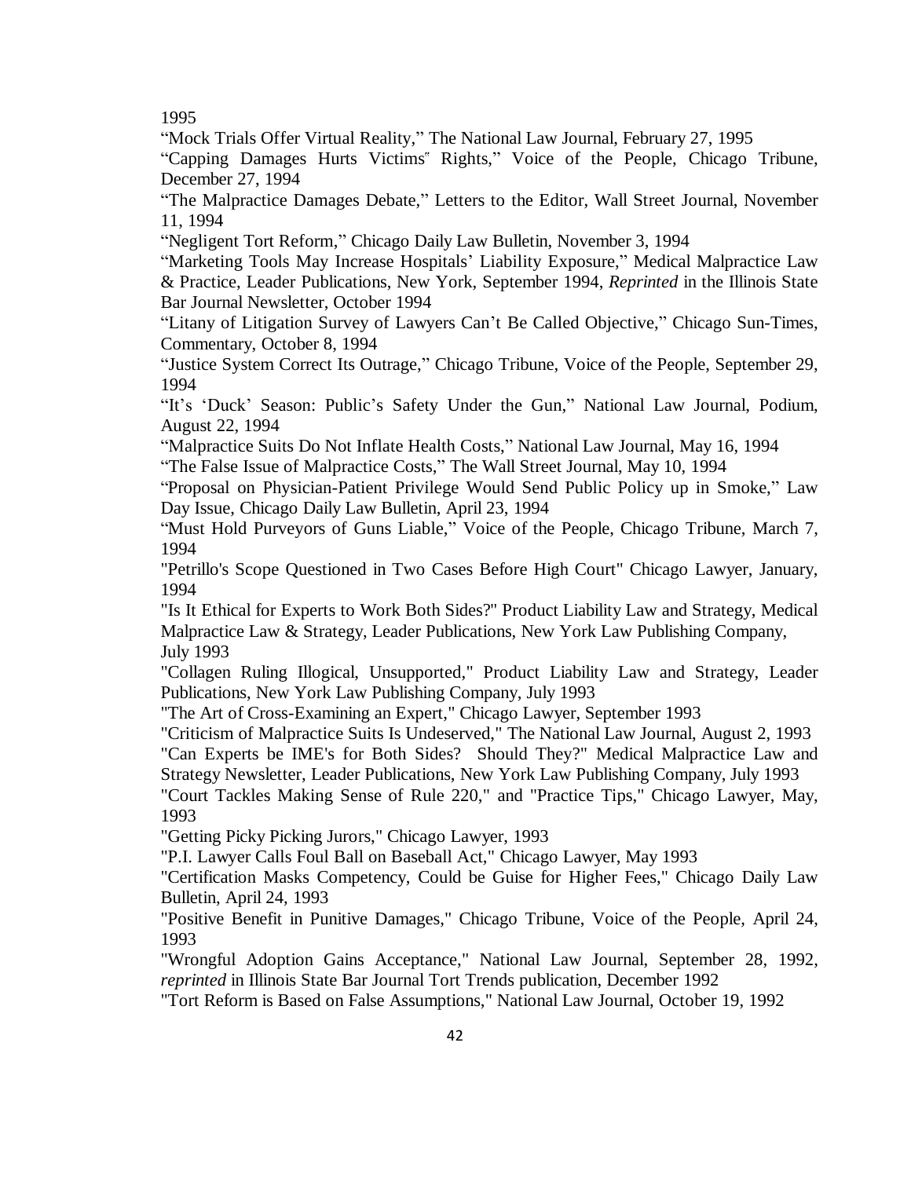1995

“Mock Trials Offer Virtual Reality,” The National Law Journal, February 27, 1995

“Capping Damages Hurts Victims" Rights,” Voice of the People, Chicago Tribune, December 27, 1994

“The Malpractice Damages Debate,” Letters to the Editor, Wall Street Journal, November 11, 1994

“Negligent Tort Reform,” Chicago Daily Law Bulletin, November 3, 1994

“Marketing Tools May Increase Hospitals’ Liability Exposure,” Medical Malpractice Law & Practice, Leader Publications, New York, September 1994, *Reprinted* in the Illinois State Bar Journal Newsletter, October 1994

“Litany of Litigation Survey of Lawyers Can’t Be Called Objective,” Chicago Sun-Times, Commentary, October 8, 1994

“Justice System Correct Its Outrage,” Chicago Tribune, Voice of the People, September 29, 1994

“It’s ‘Duck’ Season: Public’s Safety Under the Gun,” National Law Journal, Podium, August 22, 1994

“Malpractice Suits Do Not Inflate Health Costs,” National Law Journal, May 16, 1994

“The False Issue of Malpractice Costs,” The Wall Street Journal, May 10, 1994

“Proposal on Physician-Patient Privilege Would Send Public Policy up in Smoke,” Law Day Issue, Chicago Daily Law Bulletin, April 23, 1994

“Must Hold Purveyors of Guns Liable,” Voice of the People, Chicago Tribune, March 7, 1994

"Petrillo's Scope Questioned in Two Cases Before High Court" Chicago Lawyer, January, 1994

"Is It Ethical for Experts to Work Both Sides?" Product Liability Law and Strategy, Medical Malpractice Law & Strategy, Leader Publications, New York Law Publishing Company, July 1993

"Collagen Ruling Illogical, Unsupported," Product Liability Law and Strategy, Leader Publications, New York Law Publishing Company, July 1993

"The Art of Cross-Examining an Expert," Chicago Lawyer, September 1993

"Criticism of Malpractice Suits Is Undeserved," The National Law Journal, August 2, 1993

"Can Experts be IME's for Both Sides? Should They?" Medical Malpractice Law and Strategy Newsletter, Leader Publications, New York Law Publishing Company, July 1993

"Court Tackles Making Sense of Rule 220," and "Practice Tips," Chicago Lawyer, May, 1993

"Getting Picky Picking Jurors," Chicago Lawyer, 1993

"P.I. Lawyer Calls Foul Ball on Baseball Act," Chicago Lawyer, May 1993

"Certification Masks Competency, Could be Guise for Higher Fees," Chicago Daily Law Bulletin, April 24, 1993

"Positive Benefit in Punitive Damages," Chicago Tribune, Voice of the People, April 24, 1993

"Wrongful Adoption Gains Acceptance," National Law Journal, September 28, 1992, *reprinted* in Illinois State Bar Journal Tort Trends publication, December 1992

"Tort Reform is Based on False Assumptions," National Law Journal, October 19, 1992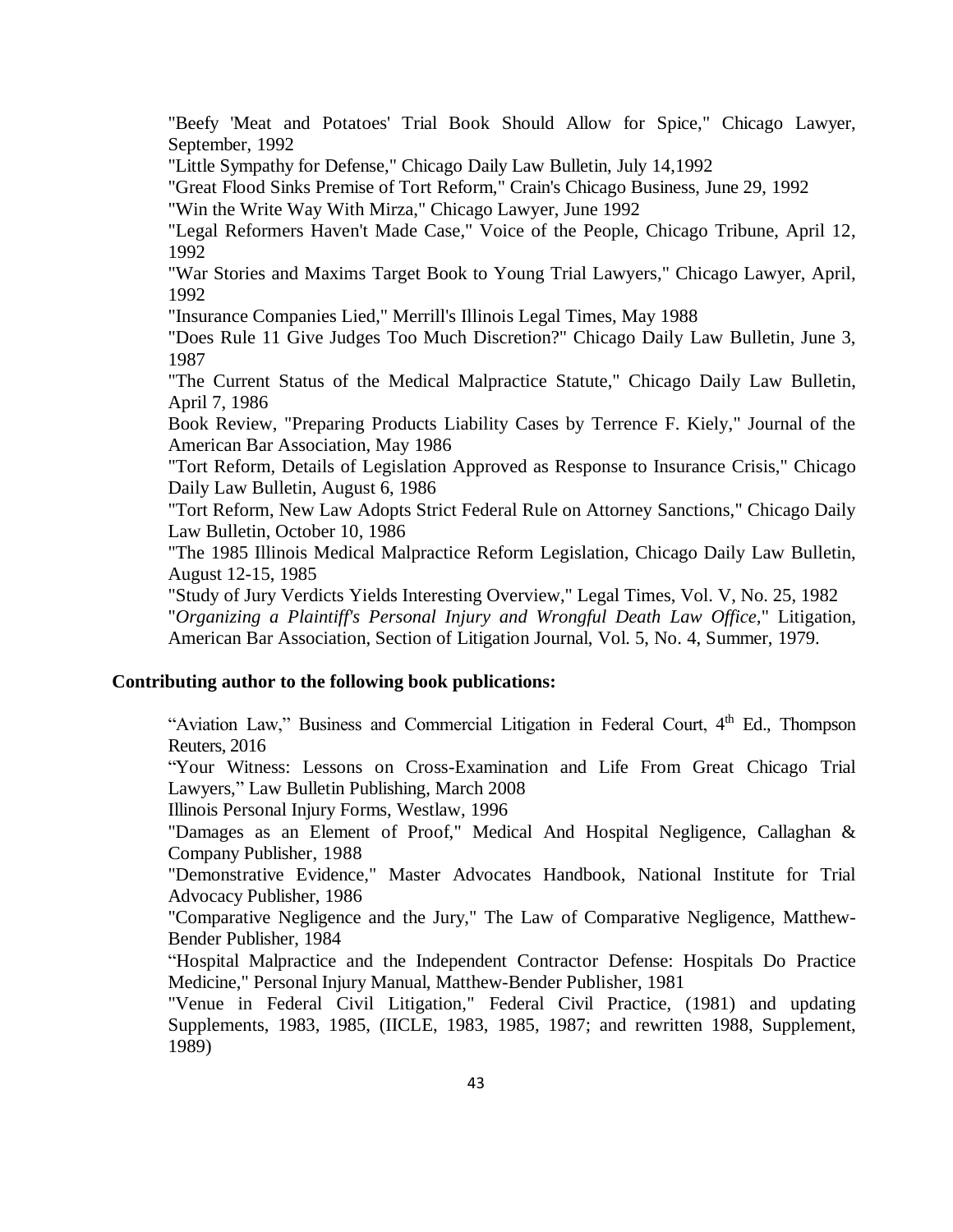"Beefy 'Meat and Potatoes' Trial Book Should Allow for Spice," Chicago Lawyer, September, 1992

"Little Sympathy for Defense," Chicago Daily Law Bulletin, July 14,1992

"Great Flood Sinks Premise of Tort Reform," Crain's Chicago Business, June 29, 1992

"Win the Write Way With Mirza," Chicago Lawyer, June 1992

"Legal Reformers Haven't Made Case," Voice of the People, Chicago Tribune, April 12, 1992

"War Stories and Maxims Target Book to Young Trial Lawyers," Chicago Lawyer, April, 1992

"Insurance Companies Lied," Merrill's Illinois Legal Times, May 1988

"Does Rule 11 Give Judges Too Much Discretion?" Chicago Daily Law Bulletin, June 3, 1987

"The Current Status of the Medical Malpractice Statute," Chicago Daily Law Bulletin, April 7, 1986

Book Review, "Preparing Products Liability Cases by Terrence F. Kiely," Journal of the American Bar Association, May 1986

"Tort Reform, Details of Legislation Approved as Response to Insurance Crisis," Chicago Daily Law Bulletin, August 6, 1986

"Tort Reform, New Law Adopts Strict Federal Rule on Attorney Sanctions," Chicago Daily Law Bulletin, October 10, 1986

"The 1985 Illinois Medical Malpractice Reform Legislation, Chicago Daily Law Bulletin, August 12-15, 1985

"Study of Jury Verdicts Yields Interesting Overview," Legal Times, Vol. V, No. 25, 1982

"*Organizing a Plaintiff's Personal Injury and Wrongful Death Law Office*," Litigation, American Bar Association, Section of Litigation Journal, Vol. 5, No. 4, Summer, 1979.

**Contributing author to the following book publications:**

"Aviation Law," Business and Commercial Litigation in Federal Court, 4th Ed., Thompson Reuters, 2016

"Your Witness: Lessons on Cross-Examination and Life From Great Chicago Trial Lawyers," Law Bulletin Publishing, March 2008

Illinois Personal Injury Forms, Westlaw, 1996

"Damages as an Element of Proof," Medical And Hospital Negligence, Callaghan & Company Publisher, 1988

"Demonstrative Evidence," Master Advocates Handbook, National Institute for Trial Advocacy Publisher, 1986

"Comparative Negligence and the Jury," The Law of Comparative Negligence, Matthew-Bender Publisher, 1984

"Hospital Malpractice and the Independent Contractor Defense: Hospitals Do Practice Medicine," Personal Injury Manual, Matthew-Bender Publisher, 1981

"Venue in Federal Civil Litigation," Federal Civil Practice, (1981) and updating Supplements, 1983, 1985, (IICLE, 1983, 1985, 1987; and rewritten 1988, Supplement, 1989)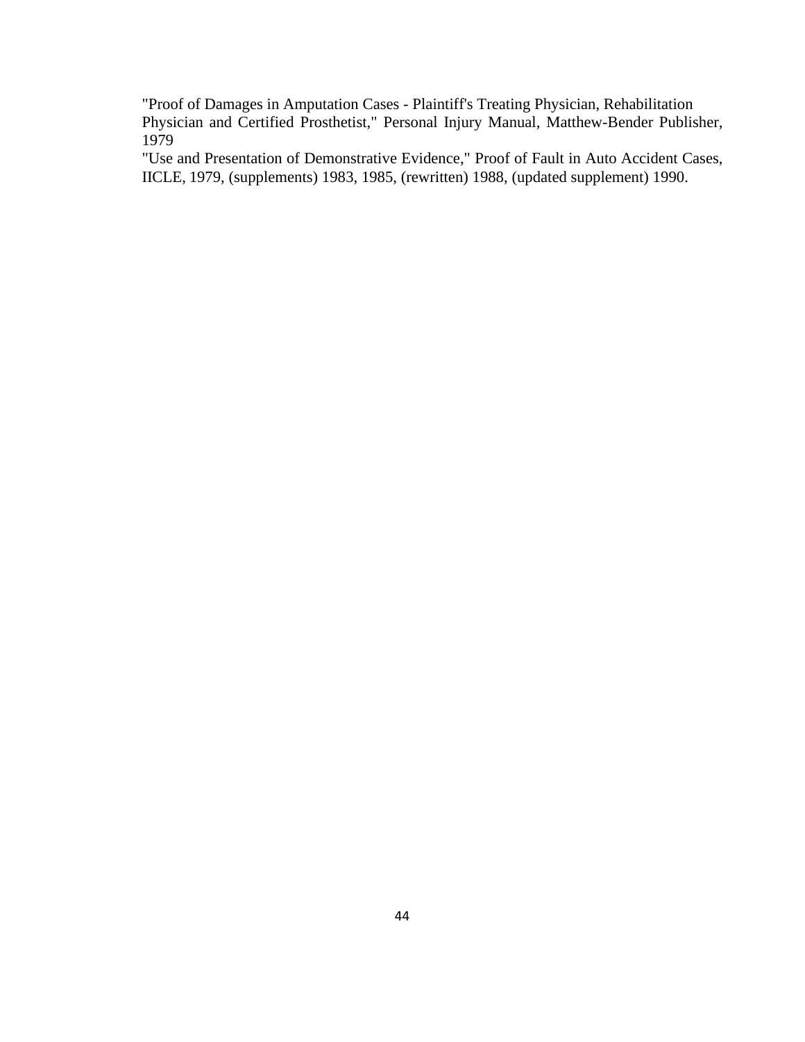"Proof of Damages in Amputation Cases - Plaintiff's Treating Physician, Rehabilitation Physician and Certified Prosthetist," Personal Injury Manual, Matthew-Bender Publisher, 1979

"Use and Presentation of Demonstrative Evidence," Proof of Fault in Auto Accident Cases, IICLE, 1979, (supplements) 1983, 1985, (rewritten) 1988, (updated supplement) 1990.